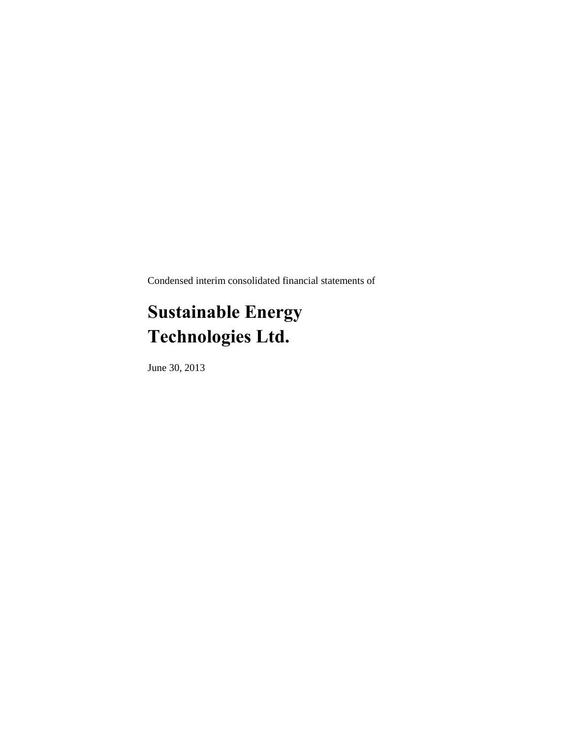Condensed interim consolidated financial statements of

# Sustainable Energy Technologies Ltd.

June 30, 2013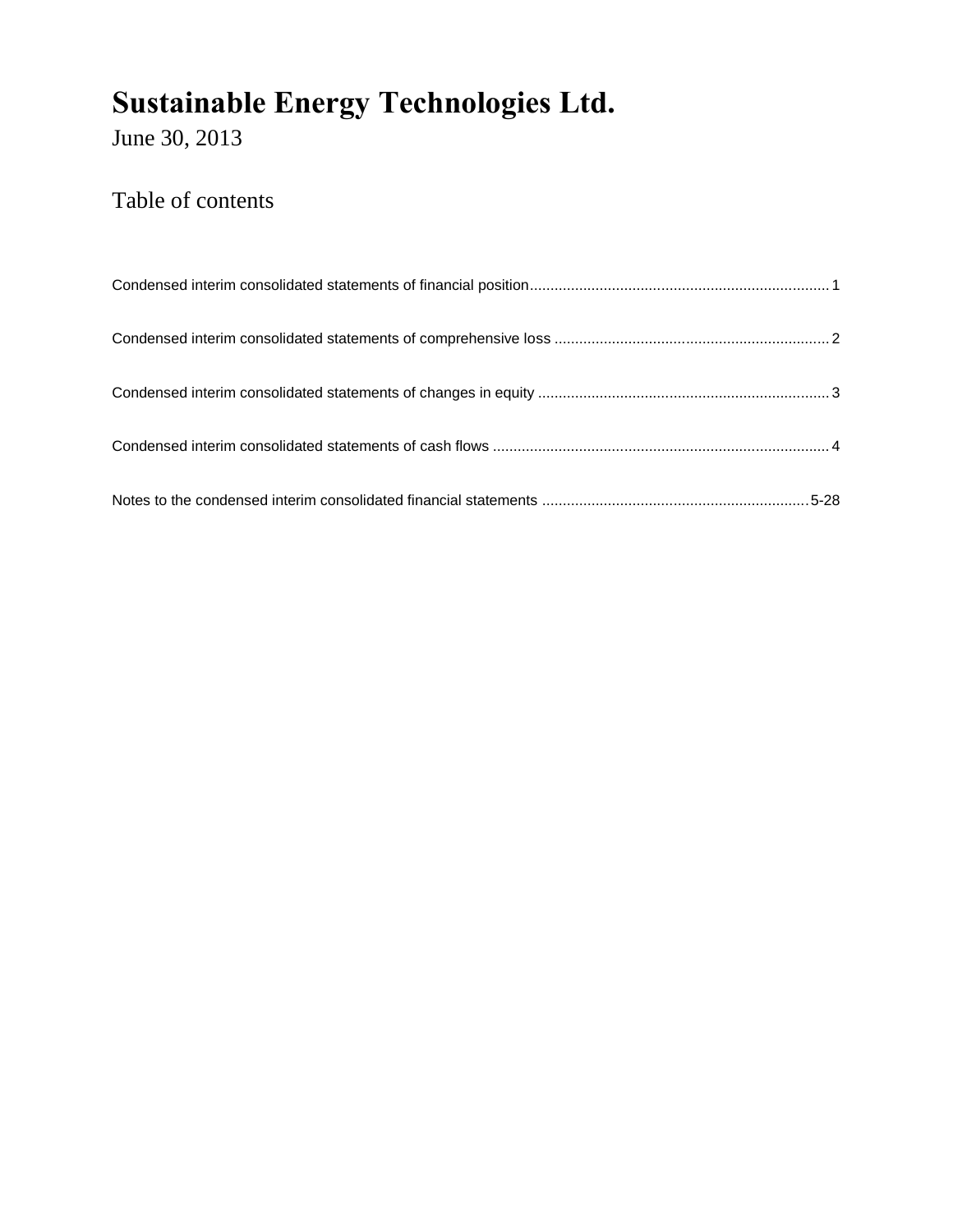# Sustainable Energy Technologies Ltd.

June 30, 2013

## Table of contents

| | |
|---|---|
| Condensed interim consolidated statements of financial position | 1 |
| Condensed interim consolidated statements of comprehensive loss | 2 |
| Condensed interim consolidated statements of changes in equity | 3 |
| Condensed interim consolidated statements of cash flows | 4 |
| Notes to the condensed interim consolidated financial statements | 5-28 |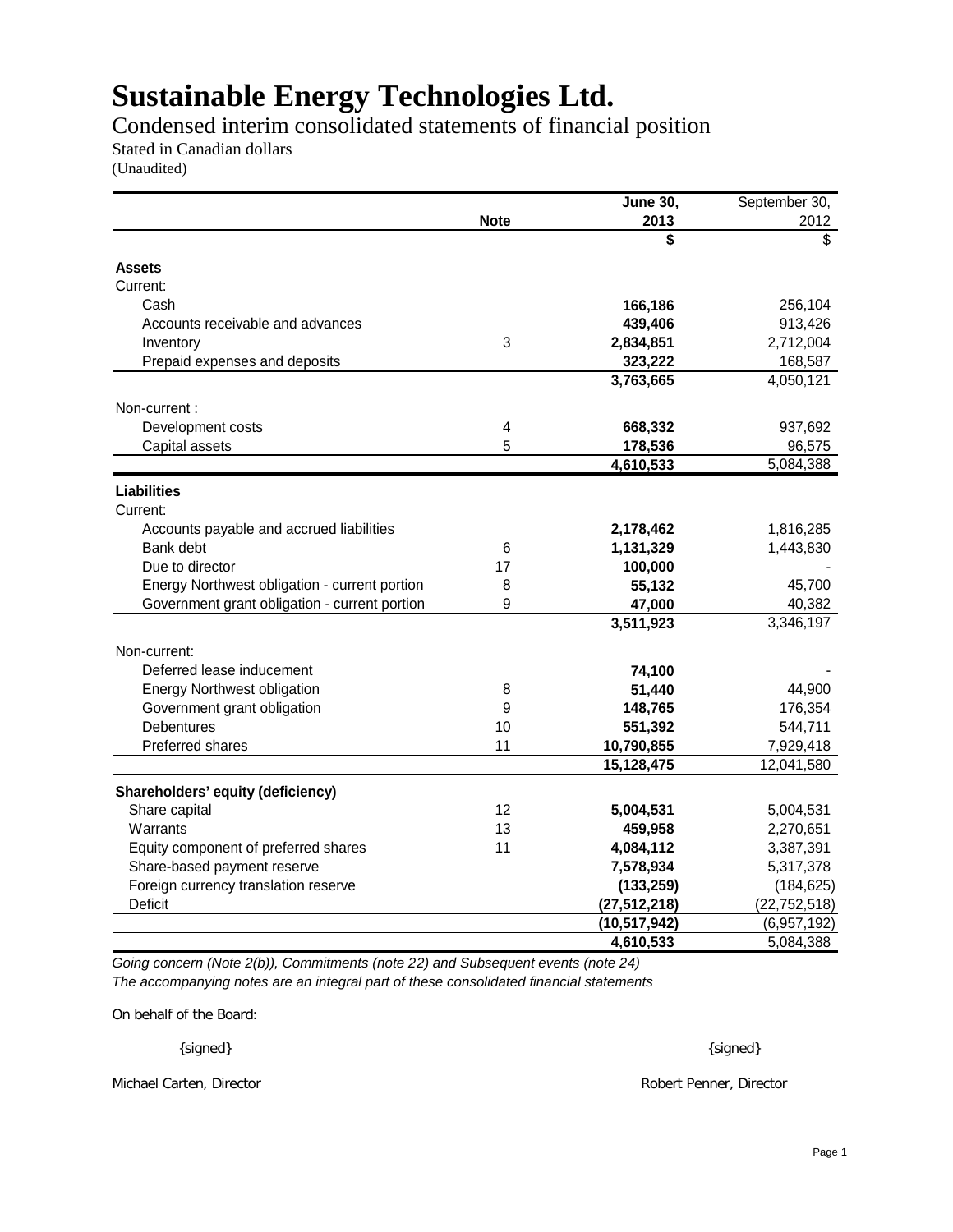# Sustainable Energy Technologies Ltd.

Condensed interim consolidated statements of financial position

Stated in Canadian dollars

(Unaudited)

| | Note | June 30, 2013 | September 30, 2012 |
|---|---|---|---|
| | | **$** | $ |
| **Assets** | | | |
| Current: | | | |
| Cash | | **166,186** | 256,104 |
| Accounts receivable and advances | | **439,406** | 913,426 |
| Inventory | 3 | **2,834,851** | 2,712,004 |
| Prepaid expenses and deposits | | **323,222** | 168,587 |
| | | **3,763,665** | 4,050,121 |
| Non-current : | | | |
| Development costs | 4 | **668,332** | 937,692 |
| Capital assets | 5 | **178,536** | 96,575 |
| | | **4,610,533** | 5,084,388 |
| **Liabilities** | | | |
| Current: | | | |
| Accounts payable and accrued liabilities | | **2,178,462** | 1,816,285 |
| Bank debt | 6 | **1,131,329** | 1,443,830 |
| Due to director | 17 | **100,000** | - |
| Energy Northwest obligation - current portion | 8 | **55,132** | 45,700 |
| Government grant obligation - current portion | 9 | **47,000** | 40,382 |
| | | **3,511,923** | 3,346,197 |
| Non-current: | | | |
| Deferred lease inducement | | **74,100** | - |
| Energy Northwest obligation | 8 | **51,440** | 44,900 |
| Government grant obligation | 9 | **148,765** | 176,354 |
| Debentures | 10 | **551,392** | 544,711 |
| Preferred shares | 11 | **10,790,855** | 7,929,418 |
| | | **15,128,475** | 12,041,580 |
| **Shareholders' equity (deficiency)** | | | |
| Share capital | 12 | **5,004,531** | 5,004,531 |
| Warrants | 13 | **459,958** | 2,270,651 |
| Equity component of preferred shares | 11 | **4,084,112** | 3,387,391 |
| Share-based payment reserve | | **7,578,934** | 5,317,378 |
| Foreign currency translation reserve | | **(133,259)** | (184,625) |
| Deficit | | **(27,512,218)** | (22,752,518) |
| | | **(10,517,942)** | (6,957,192) |
| | | **4,610,533** | 5,084,388 |

*Going concern (Note 2(b)), Commitments (note 22) and Subsequent events (note 24)*

*The accompanying notes are an integral part of these consolidated financial statements*

On behalf of the Board:

{signed} {signed}

Michael Carten, Director Robert Penner, Director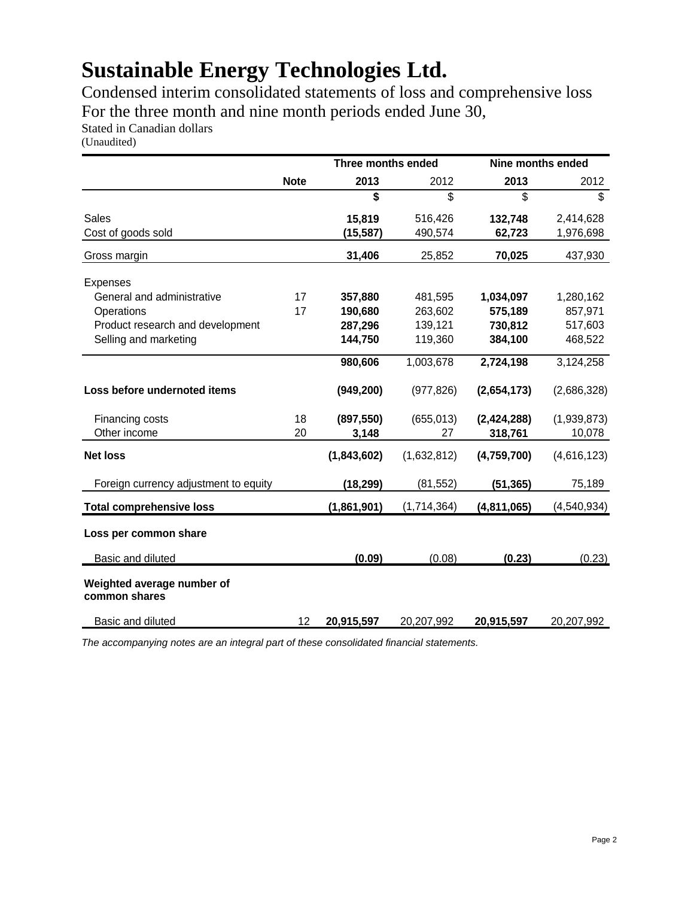# Sustainable Energy Technologies Ltd.

Condensed interim consolidated statements of loss and comprehensive loss
For the three month and nine month periods ended June 30,
Stated in Canadian dollars
(Unaudited)

| | | Three months ended | | Nine months ended | |
|---|---|---|---|---|---|
| | **Note** | **2013** | 2012 | **2013** | 2012 |
| | | **$** | $ | $ | $ |
| Sales | | **15,819** | 516,426 | **132,748** | 2,414,628 |
| Cost of goods sold | | **(15,587)** | 490,574 | **62,723** | 1,976,698 |
| Gross margin | | **31,406** | 25,852 | **70,025** | 437,930 |
| Expenses | | | | | |
| General and administrative | 17 | **357,880** | 481,595 | **1,034,097** | 1,280,162 |
| Operations | 17 | **190,680** | 263,602 | **575,189** | 857,971 |
| Product research and development | | **287,296** | 139,121 | **730,812** | 517,603 |
| Selling and marketing | | **144,750** | 119,360 | **384,100** | 468,522 |
| | | **980,606** | 1,003,678 | **2,724,198** | 3,124,258 |
| **Loss before undernoted items** | | **(949,200)** | (977,826) | **(2,654,173)** | (2,686,328) |
| Financing costs | 18 | **(897,550)** | (655,013) | **(2,424,288)** | (1,939,873) |
| Other income | 20 | **3,148** | 27 | **318,761** | 10,078 |
| **Net loss** | | **(1,843,602)** | (1,632,812) | **(4,759,700)** | (4,616,123) |
| Foreign currency adjustment to equity | | **(18,299)** | (81,552) | **(51,365)** | 75,189 |
| **Total comprehensive loss** | | **(1,861,901)** | (1,714,364) | **(4,811,065)** | (4,540,934) |
| **Loss per common share** | | | | | |
| Basic and diluted | | **(0.09)** | (0.08) | **(0.23)** | (0.23) |
| **Weighted average number of common shares** | | | | | |
| Basic and diluted | 12 | **20,915,597** | 20,207,992 | **20,915,597** | 20,207,992 |

*The accompanying notes are an integral part of these consolidated financial statements.*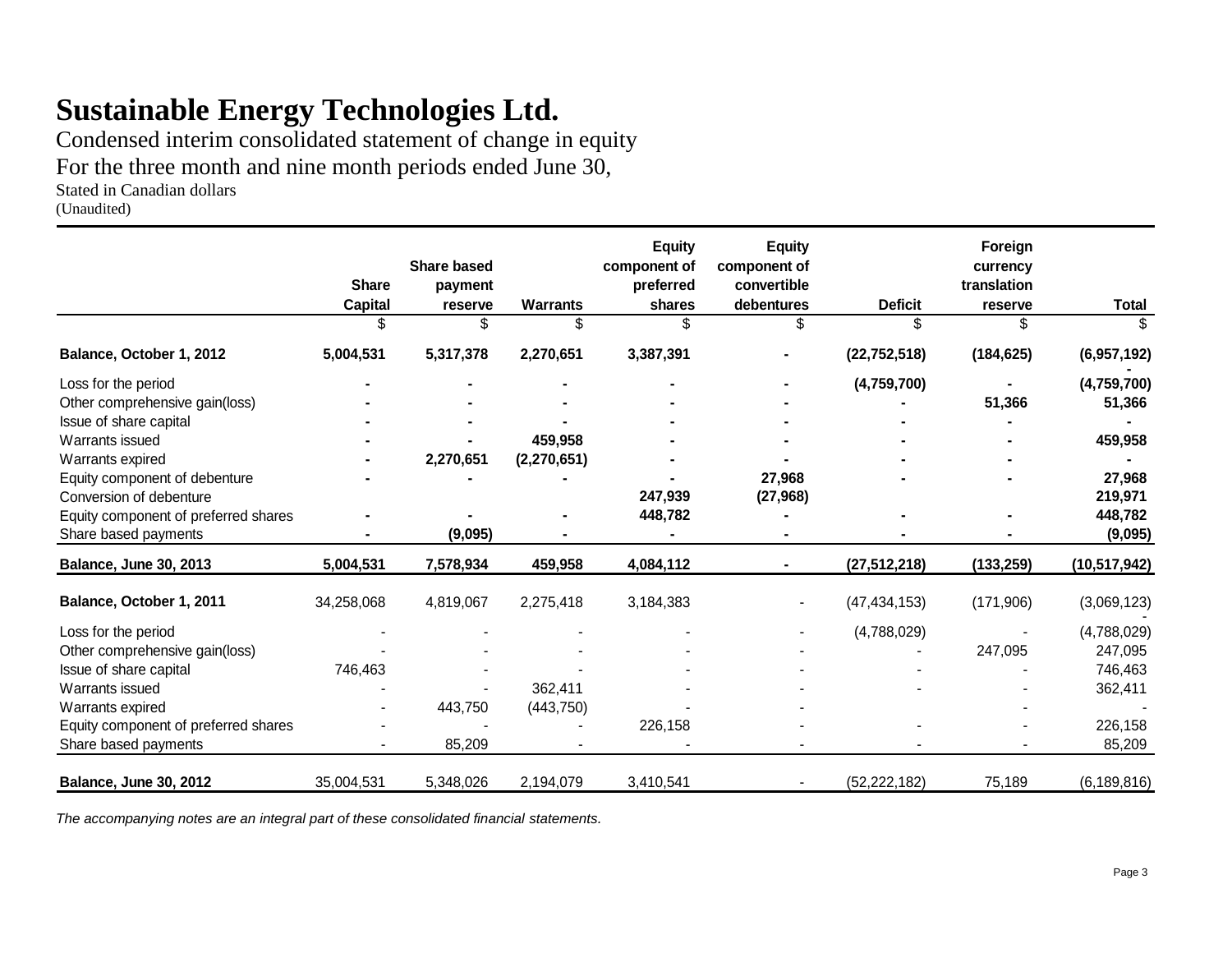# Sustainable Energy Technologies Ltd.

Condensed interim consolidated statement of change in equity
For the three month and nine month periods ended June 30,
Stated in Canadian dollars
(Unaudited)

| | Share Capital | Share based payment reserve | Warrants | Equity component of preferred shares | Equity component of convertible debentures | Deficit | Foreign currency translation reserve | Total |
|---|---|---|---|---|---|---|---|---|
| | $ | $ | $ | $ | $ | $ | $ | $ |
| **Balance, October 1, 2012** | **5,004,531** | **5,317,378** | **2,270,651** | **3,387,391** | **-** | **(22,752,518)** | **(184,625)** | **(6,957,192)** |
| Loss for the period | **-** | **-** | **-** | **-** | **-** | **(4,759,700)** | **-** | **(4,759,700)** |
| Other comprehensive gain(loss) | **-** | **-** | **-** | **-** | **-** | **-** | **51,366** | **51,366** |
| Issue of share capital | **-** | **-** | **-** | **-** | **-** | **-** | **-** | **-** |
| Warrants issued | **-** | **-** | **459,958** | **-** | **-** | **-** | **-** | **459,958** |
| Warrants expired | **-** | **2,270,651** | **(2,270,651)** | **-** | **-** | **-** | **-** | **-** |
| Equity component of debenture | **-** | **-** | **-** | **-** | **27,968** | **-** | **-** | **27,968** |
| Conversion of debenture | | | | **247,939** | **(27,968)** | | | **219,971** |
| Equity component of preferred shares | **-** | **-** | **-** | **448,782** | **-** | **-** | **-** | **448,782** |
| Share based payments | **-** | **(9,095)** | **-** | **-** | **-** | **-** | **-** | **(9,095)** |
| **Balance, June 30, 2013** | **5,004,531** | **7,578,934** | **459,958** | **4,084,112** | **-** | **(27,512,218)** | **(133,259)** | **(10,517,942)** |
| **Balance, October 1, 2011** | 34,258,068 | 4,819,067 | 2,275,418 | 3,184,383 | - | (47,434,153) | (171,906) | (3,069,123) |
| Loss for the period | - | - | - | - | - | (4,788,029) | - | (4,788,029) |
| Other comprehensive gain(loss) | - | - | - | - | - | - | 247,095 | 247,095 |
| Issue of share capital | 746,463 | - | - | - | - | - | - | 746,463 |
| Warrants issued | - | - | 362,411 | - | - | - | - | 362,411 |
| Warrants expired | - | 443,750 | (443,750) | - | - | | - | - |
| Equity component of preferred shares | - | - | - | 226,158 | - | - | - | 226,158 |
| Share based payments | - | 85,209 | - | - | - | - | - | 85,209 |
| **Balance, June 30, 2012** | 35,004,531 | 5,348,026 | 2,194,079 | 3,410,541 | - | (52,222,182) | 75,189 | (6,189,816) |

*The accompanying notes are an integral part of these consolidated financial statements.*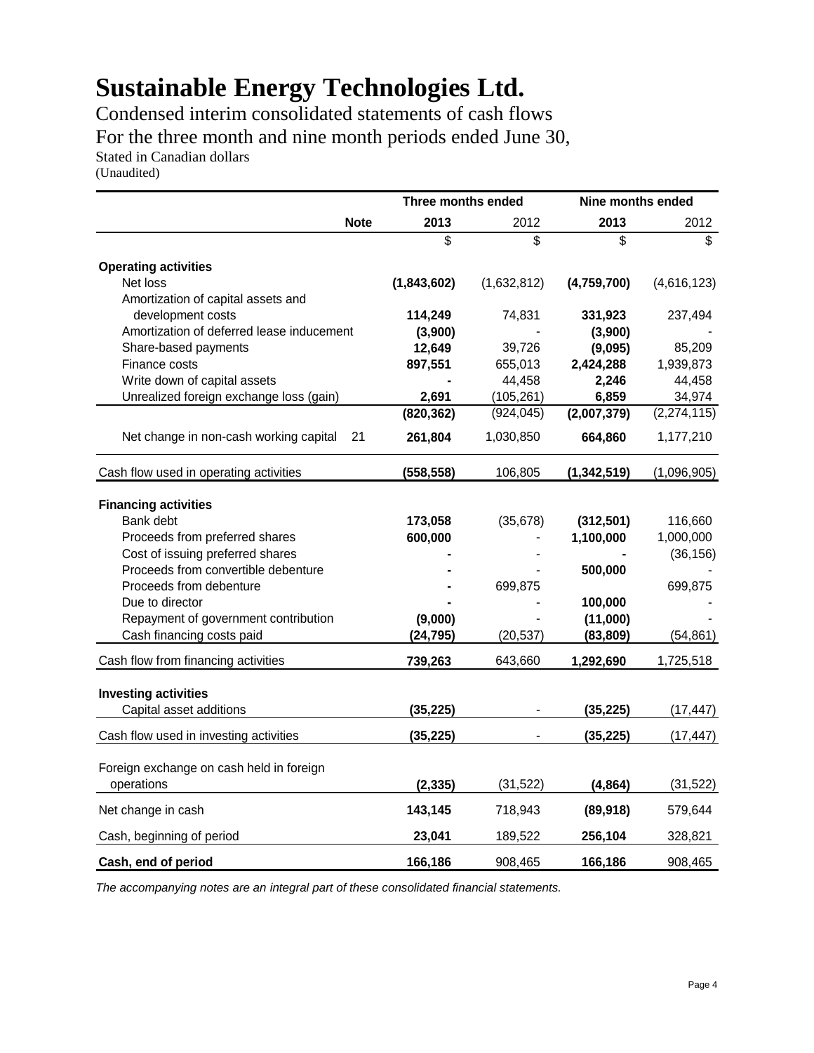# Sustainable Energy Technologies Ltd.

Condensed interim consolidated statements of cash flows
For the three month and nine month periods ended June 30,
Stated in Canadian dollars
(Unaudited)

| | | Three months ended | | Nine months ended | |
|---|---|---|---|---|---|
| | **Note** | **2013** | 2012 | **2013** | 2012 |
| | | $ | $ | $ | $ |
| **Operating activities** | | | | | |
| Net loss | | **(1,843,602)** | (1,632,812) | **(4,759,700)** | (4,616,123) |
| Amortization of capital assets and development costs | | **114,249** | 74,831 | **331,923** | 237,494 |
| Amortization of deferred lease inducement | | **(3,900)** | - | **(3,900)** | - |
| Share-based payments | | **12,649** | 39,726 | **(9,095)** | 85,209 |
| Finance costs | | **897,551** | 655,013 | **2,424,288** | 1,939,873 |
| Write down of capital assets | | **-** | 44,458 | **2,246** | 44,458 |
| Unrealized foreign exchange loss (gain) | | **2,691** | (105,261) | **6,859** | 34,974 |
| | | **(820,362)** | (924,045) | **(2,007,379)** | (2,274,115) |
| Net change in non-cash working capital | 21 | **261,804** | 1,030,850 | **664,860** | 1,177,210 |
| Cash flow used in operating activities | | **(558,558)** | 106,805 | **(1,342,519)** | (1,096,905) |
| **Financing activities** | | | | | |
| Bank debt | | **173,058** | (35,678) | **(312,501)** | 116,660 |
| Proceeds from preferred shares | | **600,000** | - | **1,100,000** | 1,000,000 |
| Cost of issuing preferred shares | | **-** | - | **-** | (36,156) |
| Proceeds from convertible debenture | | **-** | - | **500,000** | - |
| Proceeds from debenture | | **-** | 699,875 | | 699,875 |
| Due to director | | **-** | - | **100,000** | - |
| Repayment of government contribution | | **(9,000)** | - | **(11,000)** | - |
| Cash financing costs paid | | **(24,795)** | (20,537) | **(83,809)** | (54,861) |
| Cash flow from financing activities | | **739,263** | 643,660 | **1,292,690** | 1,725,518 |
| **Investing activities** | | | | | |
| Capital asset additions | | **(35,225)** | - | **(35,225)** | (17,447) |
| Cash flow used in investing activities | | **(35,225)** | - | **(35,225)** | (17,447) |
| Foreign exchange on cash held in foreign operations | | **(2,335)** | (31,522) | **(4,864)** | (31,522) |
| Net change in cash | | **143,145** | 718,943 | **(89,918)** | 579,644 |
| Cash, beginning of period | | **23,041** | 189,522 | **256,104** | 328,821 |
| **Cash, end of period** | | **166,186** | 908,465 | **166,186** | 908,465 |

*The accompanying notes are an integral part of these consolidated financial statements.*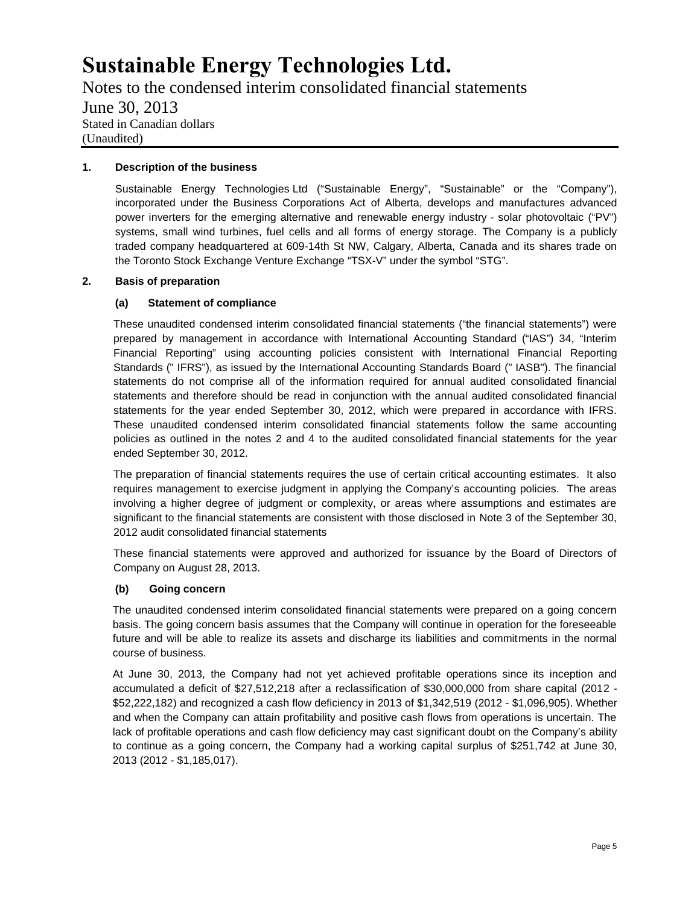# Sustainable Energy Technologies Ltd.

Notes to the condensed interim consolidated financial statements

June 30, 2013

Stated in Canadian dollars

(Unaudited)

## 1. Description of the business

Sustainable Energy Technologies Ltd ("Sustainable Energy", "Sustainable" or the "Company"), incorporated under the Business Corporations Act of Alberta, develops and manufactures advanced power inverters for the emerging alternative and renewable energy industry - solar photovoltaic ("PV") systems, small wind turbines, fuel cells and all forms of energy storage. The Company is a publicly traded company headquartered at 609-14th St NW, Calgary, Alberta, Canada and its shares trade on the Toronto Stock Exchange Venture Exchange "TSX-V" under the symbol "STG".

## 2. Basis of preparation

### (a) Statement of compliance

These unaudited condensed interim consolidated financial statements ("the financial statements") were prepared by management in accordance with International Accounting Standard ("IAS") 34, "Interim Financial Reporting" using accounting policies consistent with International Financial Reporting Standards (" IFRS"), as issued by the International Accounting Standards Board (" IASB"). The financial statements do not comprise all of the information required for annual audited consolidated financial statements and therefore should be read in conjunction with the annual audited consolidated financial statements for the year ended September 30, 2012, which were prepared in accordance with IFRS. These unaudited condensed interim consolidated financial statements follow the same accounting policies as outlined in the notes 2 and 4 to the audited consolidated financial statements for the year ended September 30, 2012.

The preparation of financial statements requires the use of certain critical accounting estimates. It also requires management to exercise judgment in applying the Company's accounting policies. The areas involving a higher degree of judgment or complexity, or areas where assumptions and estimates are significant to the financial statements are consistent with those disclosed in Note 3 of the September 30, 2012 audit consolidated financial statements

These financial statements were approved and authorized for issuance by the Board of Directors of Company on August 28, 2013.

### (b) Going concern

The unaudited condensed interim consolidated financial statements were prepared on a going concern basis. The going concern basis assumes that the Company will continue in operation for the foreseeable future and will be able to realize its assets and discharge its liabilities and commitments in the normal course of business.

At June 30, 2013, the Company had not yet achieved profitable operations since its inception and accumulated a deficit of $27,512,218 after a reclassification of $30,000,000 from share capital (2012 - $52,222,182) and recognized a cash flow deficiency in 2013 of $1,342,519 (2012 - $1,096,905). Whether and when the Company can attain profitability and positive cash flows from operations is uncertain. The lack of profitable operations and cash flow deficiency may cast significant doubt on the Company's ability to continue as a going concern, the Company had a working capital surplus of $251,742 at June 30, 2013 (2012 - $1,185,017).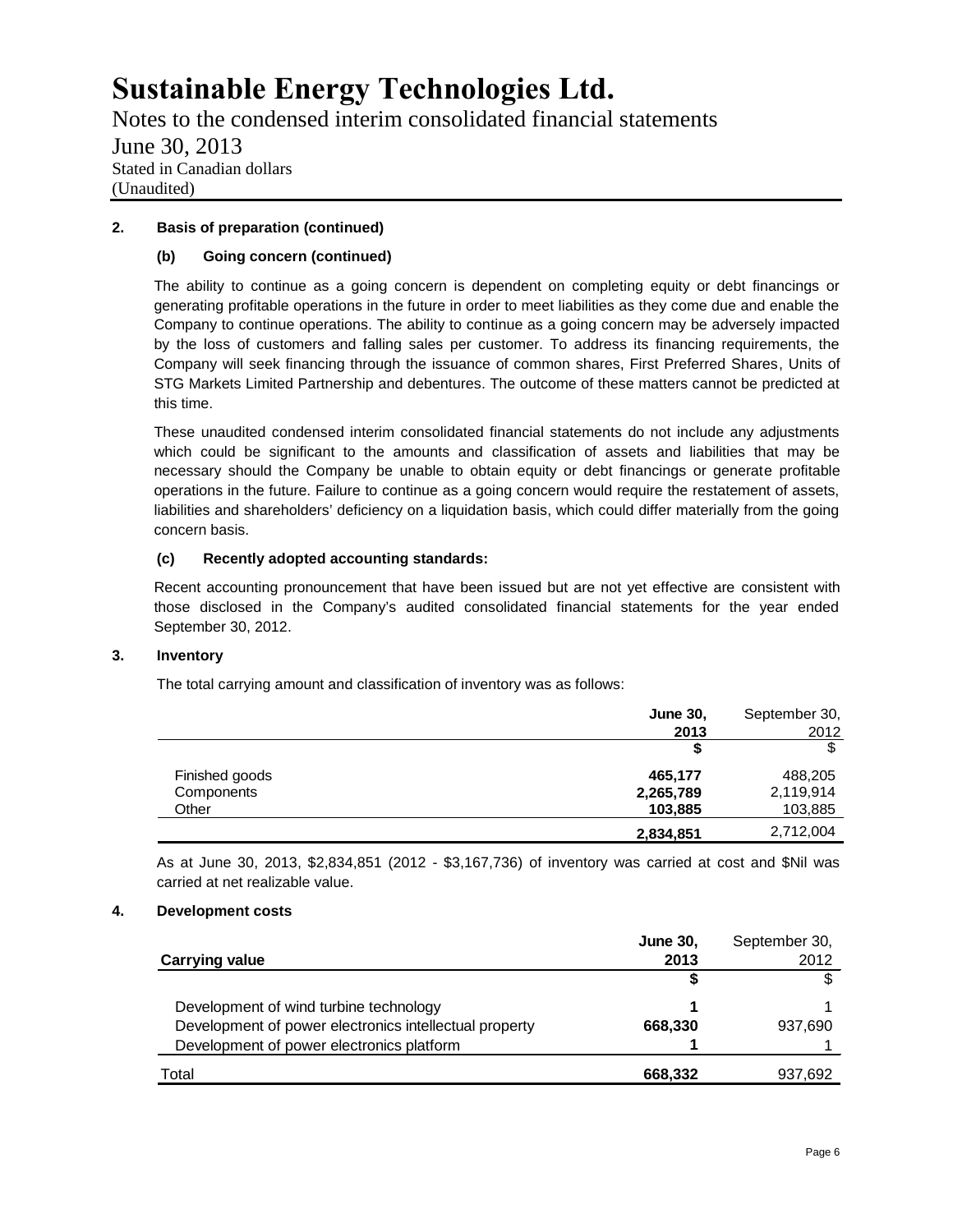# Sustainable Energy Technologies Ltd.

Notes to the condensed interim consolidated financial statements
June 30, 2013
Stated in Canadian dollars
(Unaudited)

**2. Basis of preparation (continued)**

**(b) Going concern (continued)**

The ability to continue as a going concern is dependent on completing equity or debt financings or generating profitable operations in the future in order to meet liabilities as they come due and enable the Company to continue operations. The ability to continue as a going concern may be adversely impacted by the loss of customers and falling sales per customer. To address its financing requirements, the Company will seek financing through the issuance of common shares, First Preferred Shares, Units of STG Markets Limited Partnership and debentures. The outcome of these matters cannot be predicted at this time.

These unaudited condensed interim consolidated financial statements do not include any adjustments which could be significant to the amounts and classification of assets and liabilities that may be necessary should the Company be unable to obtain equity or debt financings or generate profitable operations in the future. Failure to continue as a going concern would require the restatement of assets, liabilities and shareholders' deficiency on a liquidation basis, which could differ materially from the going concern basis.

**(c) Recently adopted accounting standards:**

Recent accounting pronouncement that have been issued but are not yet effective are consistent with those disclosed in the Company's audited consolidated financial statements for the year ended September 30, 2012.

**3. Inventory**

The total carrying amount and classification of inventory was as follows:

| | **June 30, 2013** | September 30, 2012 |
|---|---|---|
| | **$** | $ |
| Finished goods | **465,177** | 488,205 |
| Components | **2,265,789** | 2,119,914 |
| Other | **103,885** | 103,885 |
| | **2,834,851** | 2,712,004 |

As at June 30, 2013, $2,834,851 (2012 - $3,167,736) of inventory was carried at cost and $Nil was carried at net realizable value.

**4. Development costs**

| **Carrying value** | **June 30, 2013** | September 30, 2012 |
|---|---|---|
| | **$** | $ |
| Development of wind turbine technology | **1** | 1 |
| Development of power electronics intellectual property | **668,330** | 937,690 |
| Development of power electronics platform | **1** | 1 |
| Total | **668,332** | 937,692 |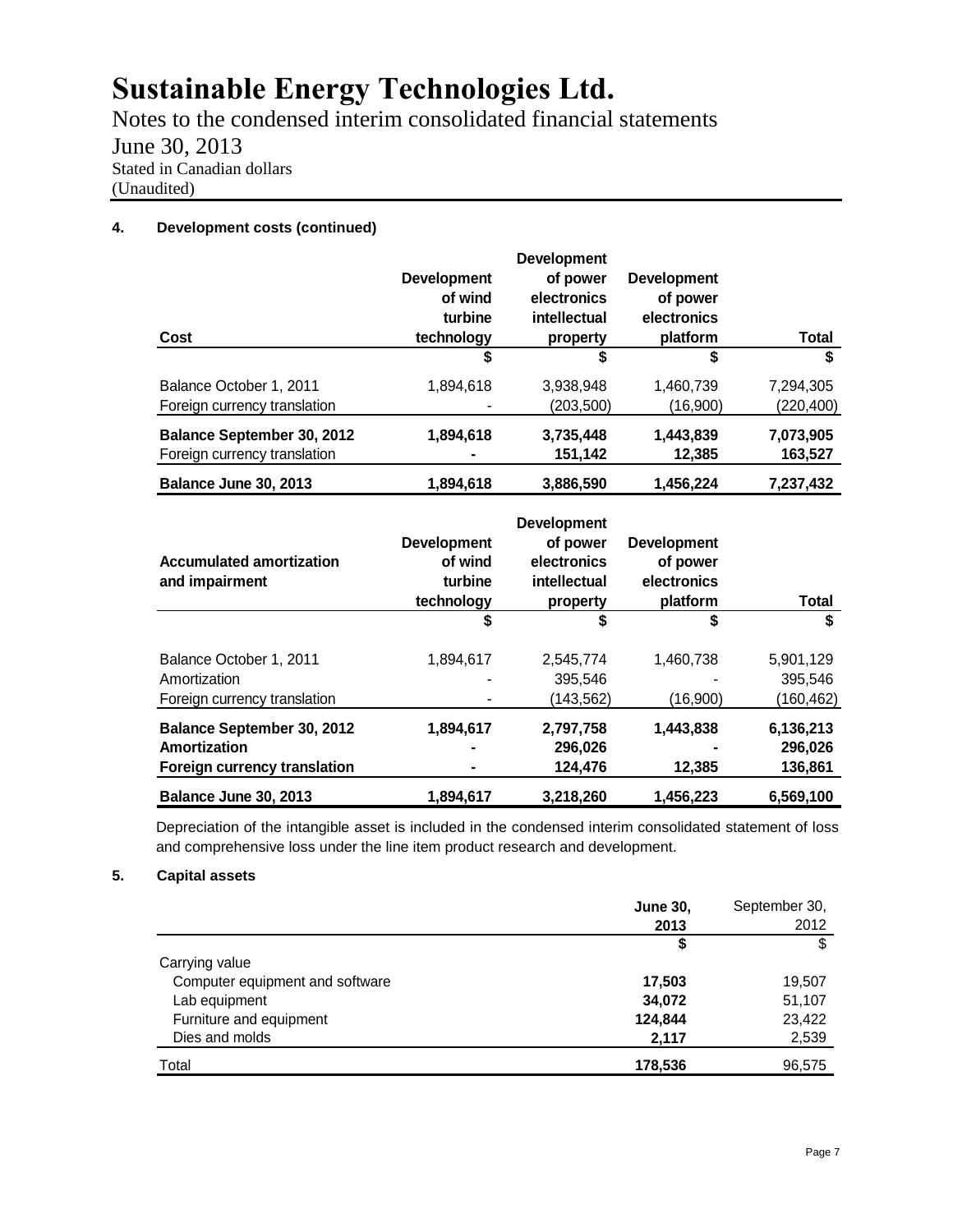# Sustainable Energy Technologies Ltd.

Notes to the condensed interim consolidated financial statements

June 30, 2013

Stated in Canadian dollars

(Unaudited)

**4. Development costs (continued)**

| Cost | Development of wind turbine technology | Development of power electronics intellectual property | Development of power electronics platform | Total |
|---|---|---|---|---|
| | $ | $ | $ | $ |
| Balance October 1, 2011 | 1,894,618 | 3,938,948 | 1,460,739 | 7,294,305 |
| Foreign currency translation | - | (203,500) | (16,900) | (220,400) |
| **Balance September 30, 2012** | **1,894,618** | **3,735,448** | **1,443,839** | **7,073,905** |
| Foreign currency translation | **-** | **151,142** | **12,385** | **163,527** |
| **Balance June 30, 2013** | **1,894,618** | **3,886,590** | **1,456,224** | **7,237,432** |

| Accumulated amortization and impairment | Development of wind turbine technology | Development of power electronics intellectual property | Development of power electronics platform | Total |
|---|---|---|---|---|
| | $ | $ | $ | $ |
| Balance October 1, 2011 | 1,894,617 | 2,545,774 | 1,460,738 | 5,901,129 |
| Amortization | - | 395,546 | - | 395,546 |
| Foreign currency translation | - | (143,562) | (16,900) | (160,462) |
| **Balance September 30, 2012** | **1,894,617** | **2,797,758** | **1,443,838** | **6,136,213** |
| **Amortization** | **-** | **296,026** | **-** | **296,026** |
| **Foreign currency translation** | **-** | **124,476** | **12,385** | **136,861** |
| **Balance June 30, 2013** | **1,894,617** | **3,218,260** | **1,456,223** | **6,569,100** |

Depreciation of the intangible asset is included in the condensed interim consolidated statement of loss and comprehensive loss under the line item product research and development.

**5. Capital assets**

| | **June 30, 2013** | September 30, 2012 |
|---|---|---|
| | **$** | $ |
| Carrying value | | |
| Computer equipment and software | **17,503** | 19,507 |
| Lab equipment | **34,072** | 51,107 |
| Furniture and equipment | **124,844** | 23,422 |
| Dies and molds | **2,117** | 2,539 |
| Total | **178,536** | 96,575 |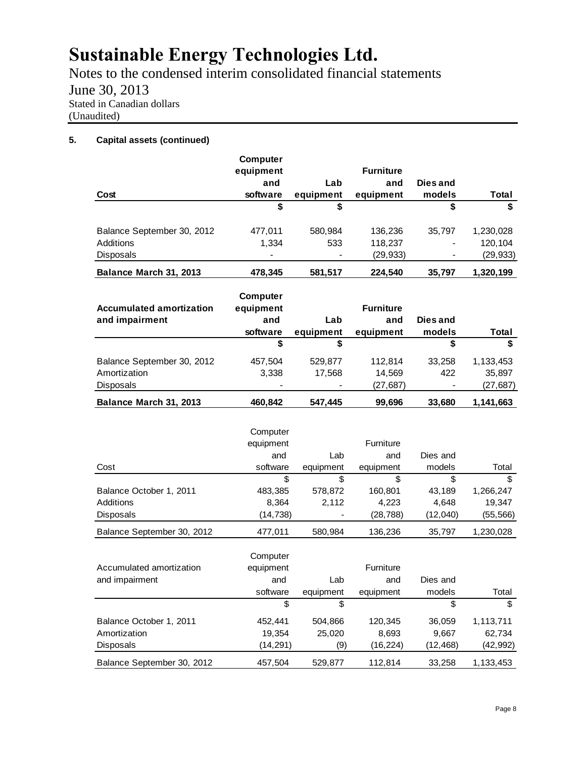# Sustainable Energy Technologies Ltd.

Notes to the condensed interim consolidated financial statements

June 30, 2013

Stated in Canadian dollars

(Unaudited)

## 5. Capital assets (continued)

| Cost | Computer equipment and software | Lab equipment | Furniture and equipment | Dies and models | Total |
|---|---|---|---|---|---|
| | $ | $ | | $ | $ |
| Balance September 30, 2012 | 477,011 | 580,984 | 136,236 | 35,797 | 1,230,028 |
| Additions | 1,334 | 533 | 118,237 | - | 120,104 |
| Disposals | - | - | (29,933) | - | (29,933) |
| **Balance March 31, 2013** | **478,345** | **581,517** | **224,540** | **35,797** | **1,320,199** |

| Accumulated amortization and impairment | Computer equipment and software | Lab equipment | Furniture and equipment | Dies and models | Total |
|---|---|---|---|---|---|
| | $ | $ | | $ | $ |
| Balance September 30, 2012 | 457,504 | 529,877 | 112,814 | 33,258 | 1,133,453 |
| Amortization | 3,338 | 17,568 | 14,569 | 422 | 35,897 |
| Disposals | - | - | (27,687) | - | (27,687) |
| **Balance March 31, 2013** | **460,842** | **547,445** | **99,696** | **33,680** | **1,141,663** |

| Cost | Computer equipment and software | Lab equipment | Furniture and equipment | Dies and models | Total |
|---|---|---|---|---|---|
| | $ | $ | $ | $ | $ |
| Balance October 1, 2011 | 483,385 | 578,872 | 160,801 | 43,189 | 1,266,247 |
| Additions | 8,364 | 2,112 | 4,223 | 4,648 | 19,347 |
| Disposals | (14,738) | - | (28,788) | (12,040) | (55,566) |
| Balance September 30, 2012 | 477,011 | 580,984 | 136,236 | 35,797 | 1,230,028 |

| Accumulated amortization and impairment | Computer equipment and software | Lab equipment | Furniture and equipment | Dies and models | Total |
|---|---|---|---|---|---|
| | $ | $ | | $ | $ |
| Balance October 1, 2011 | 452,441 | 504,866 | 120,345 | 36,059 | 1,113,711 |
| Amortization | 19,354 | 25,020 | 8,693 | 9,667 | 62,734 |
| Disposals | (14,291) | (9) | (16,224) | (12,468) | (42,992) |
| Balance September 30, 2012 | 457,504 | 529,877 | 112,814 | 33,258 | 1,133,453 |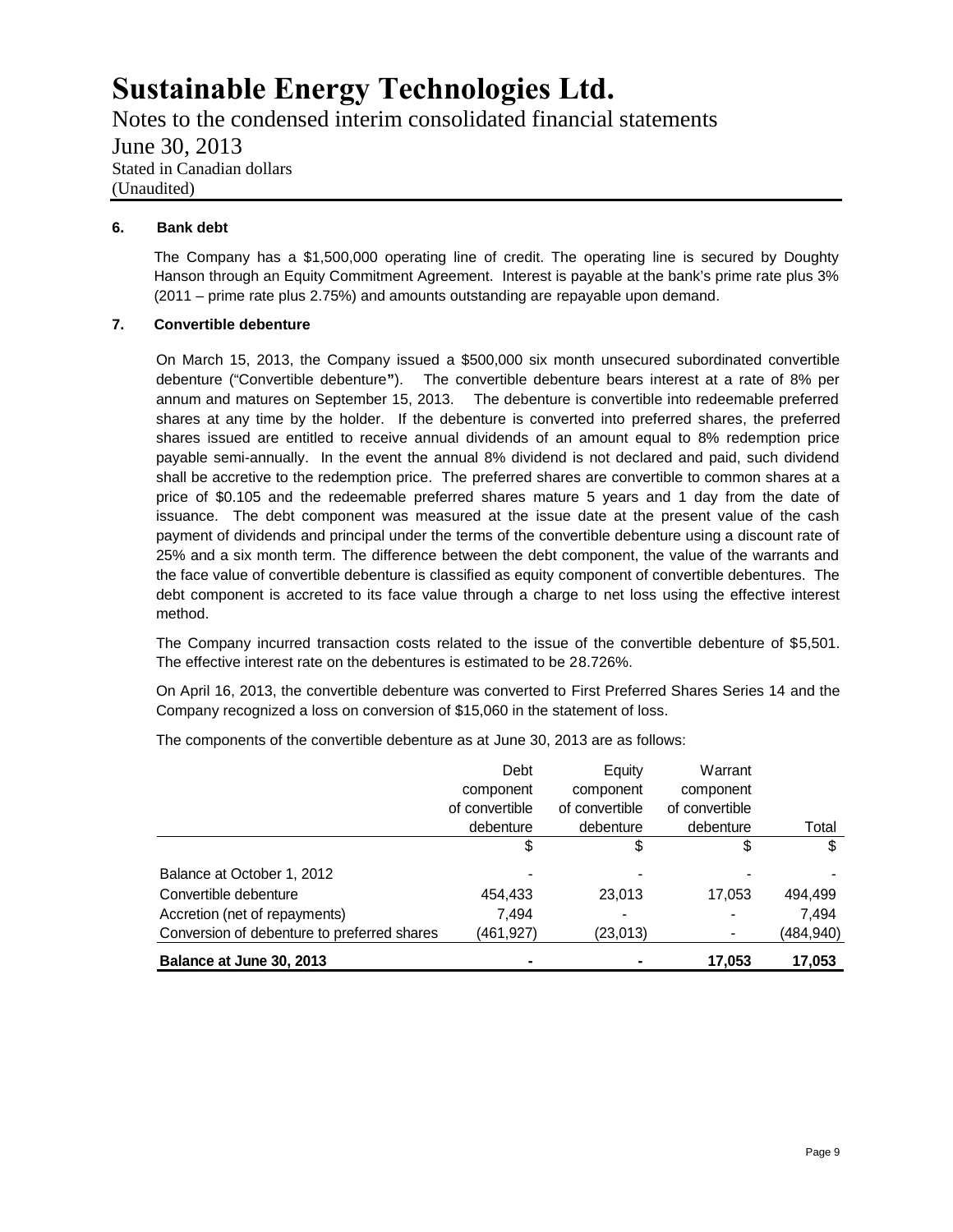# Sustainable Energy Technologies Ltd.

Notes to the condensed interim consolidated financial statements

June 30, 2013

Stated in Canadian dollars

(Unaudited)

## 6. Bank debt

The Company has a $1,500,000 operating line of credit. The operating line is secured by Doughty Hanson through an Equity Commitment Agreement. Interest is payable at the bank's prime rate plus 3% (2011 – prime rate plus 2.75%) and amounts outstanding are repayable upon demand.

## 7. Convertible debenture

On March 15, 2013, the Company issued a $500,000 six month unsecured subordinated convertible debenture ("Convertible debenture"). The convertible debenture bears interest at a rate of 8% per annum and matures on September 15, 2013. The debenture is convertible into redeemable preferred shares at any time by the holder. If the debenture is converted into preferred shares, the preferred shares issued are entitled to receive annual dividends of an amount equal to 8% redemption price payable semi-annually. In the event the annual 8% dividend is not declared and paid, such dividend shall be accretive to the redemption price. The preferred shares are convertible to common shares at a price of $0.105 and the redeemable preferred shares mature 5 years and 1 day from the date of issuance. The debt component was measured at the issue date at the present value of the cash payment of dividends and principal under the terms of the convertible debenture using a discount rate of 25% and a six month term. The difference between the debt component, the value of the warrants and the face value of convertible debenture is classified as equity component of convertible debentures. The debt component is accreted to its face value through a charge to net loss using the effective interest method.

The Company incurred transaction costs related to the issue of the convertible debenture of $5,501. The effective interest rate on the debentures is estimated to be 28.726%.

On April 16, 2013, the convertible debenture was converted to First Preferred Shares Series 14 and the Company recognized a loss on conversion of $15,060 in the statement of loss.

The components of the convertible debenture as at June 30, 2013 are as follows:

| | Debt component of convertible debenture | Equity component of convertible debenture | Warrant component of convertible debenture | Total |
|---|---|---|---|---|
| | $ | $ | $ | $ |
| Balance at October 1, 2012 | - | - | - | - |
| Convertible debenture | 454,433 | 23,013 | 17,053 | 494,499 |
| Accretion (net of repayments) | 7,494 | - | - | 7,494 |
| Conversion of debenture to preferred shares | (461,927) | (23,013) | - | (484,940) |
| **Balance at June 30, 2013** | **-** | **-** | **17,053** | **17,053** |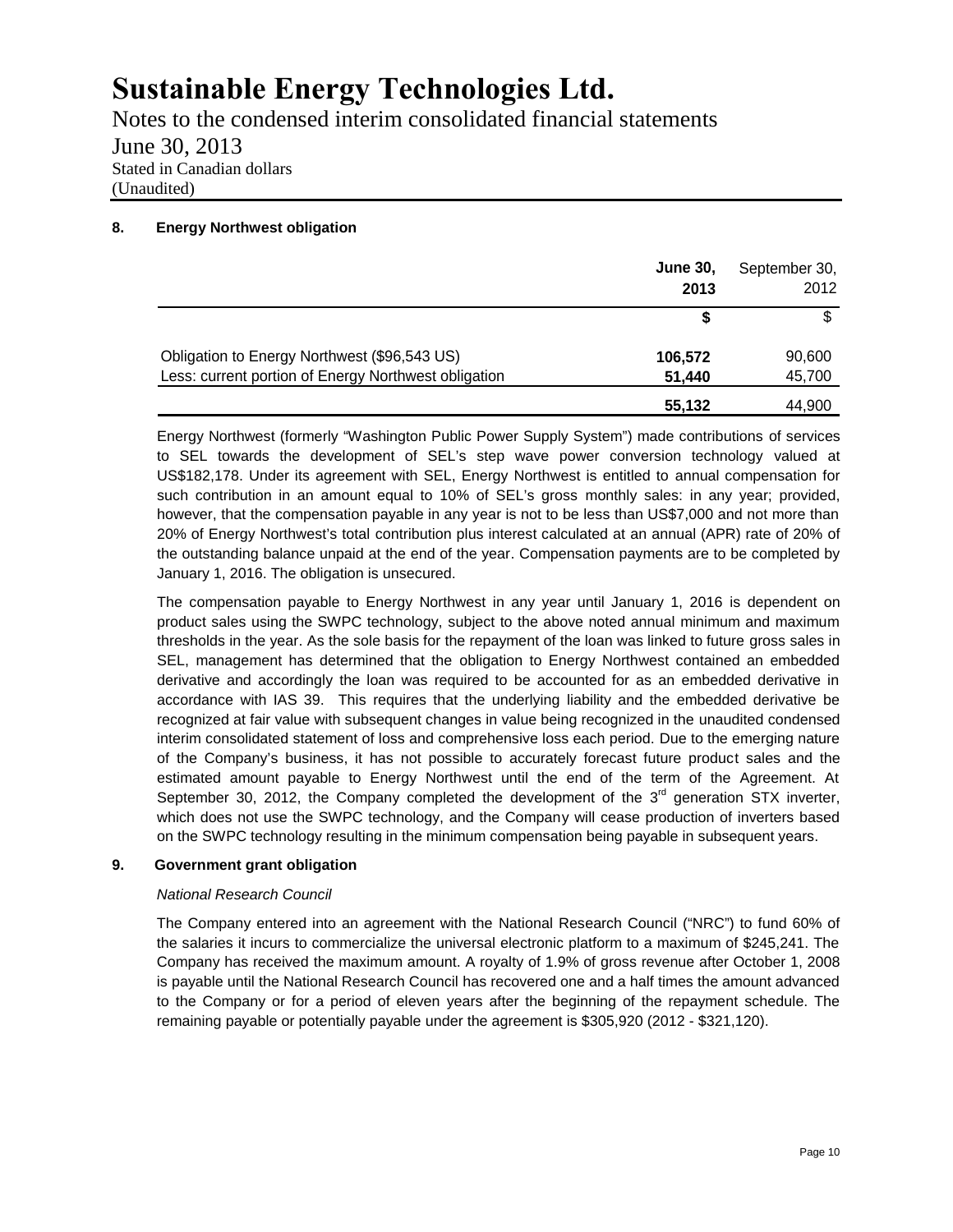# Sustainable Energy Technologies Ltd.

Notes to the condensed interim consolidated financial statements

June 30, 2013

Stated in Canadian dollars

(Unaudited)

## 8. Energy Northwest obligation

| | **June 30, 2013** | September 30, 2012 |
|---|---|---|
| | **$** | $ |
| Obligation to Energy Northwest ($96,543 US) | **106,572** | 90,600 |
| Less: current portion of Energy Northwest obligation | **51,440** | 45,700 |
| | **55,132** | 44,900 |

Energy Northwest (formerly "Washington Public Power Supply System") made contributions of services to SEL towards the development of SEL's step wave power conversion technology valued at US$182,178. Under its agreement with SEL, Energy Northwest is entitled to annual compensation for such contribution in an amount equal to 10% of SEL's gross monthly sales: in any year; provided, however, that the compensation payable in any year is not to be less than US$7,000 and not more than 20% of Energy Northwest's total contribution plus interest calculated at an annual (APR) rate of 20% of the outstanding balance unpaid at the end of the year. Compensation payments are to be completed by January 1, 2016. The obligation is unsecured.

The compensation payable to Energy Northwest in any year until January 1, 2016 is dependent on product sales using the SWPC technology, subject to the above noted annual minimum and maximum thresholds in the year. As the sole basis for the repayment of the loan was linked to future gross sales in SEL, management has determined that the obligation to Energy Northwest contained an embedded derivative and accordingly the loan was required to be accounted for as an embedded derivative in accordance with IAS 39. This requires that the underlying liability and the embedded derivative be recognized at fair value with subsequent changes in value being recognized in the unaudited condensed interim consolidated statement of loss and comprehensive loss each period. Due to the emerging nature of the Company's business, it has not possible to accurately forecast future product sales and the estimated amount payable to Energy Northwest until the end of the term of the Agreement. At September 30, 2012, the Company completed the development of the 3rd generation STX inverter, which does not use the SWPC technology, and the Company will cease production of inverters based on the SWPC technology resulting in the minimum compensation being payable in subsequent years.

## 9. Government grant obligation

*National Research Council*

The Company entered into an agreement with the National Research Council ("NRC") to fund 60% of the salaries it incurs to commercialize the universal electronic platform to a maximum of $245,241. The Company has received the maximum amount. A royalty of 1.9% of gross revenue after October 1, 2008 is payable until the National Research Council has recovered one and a half times the amount advanced to the Company or for a period of eleven years after the beginning of the repayment schedule. The remaining payable or potentially payable under the agreement is $305,920 (2012 - $321,120).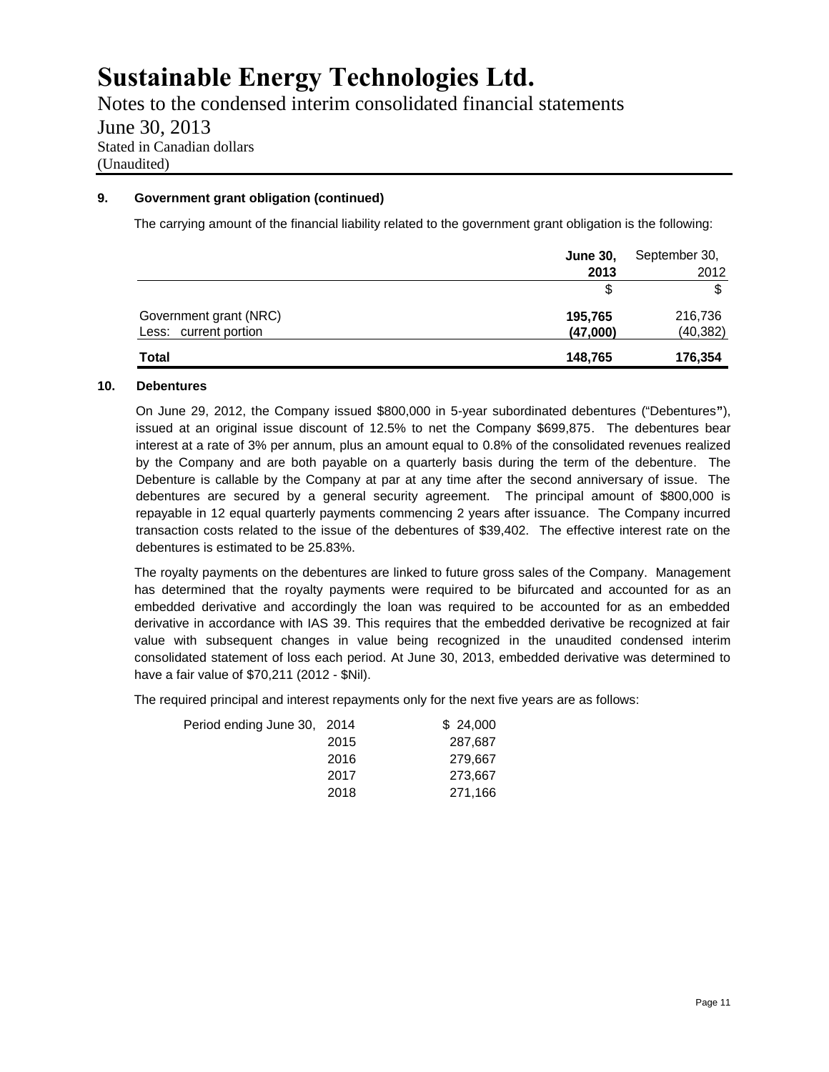## 9. Government grant obligation (continued)

The carrying amount of the financial liability related to the government grant obligation is the following:

| | **June 30, 2013** | September 30, 2012 |
|---|---|---|
| | $ | $ |
| Government grant (NRC) | **195,765** | 216,736 |
| Less: current portion | **(47,000)** | (40,382) |
| **Total** | **148,765** | **176,354** |

## 10. Debentures

On June 29, 2012, the Company issued $800,000 in 5-year subordinated debentures ("Debentures"), issued at an original issue discount of 12.5% to net the Company $699,875. The debentures bear interest at a rate of 3% per annum, plus an amount equal to 0.8% of the consolidated revenues realized by the Company and are both payable on a quarterly basis during the term of the debenture. The Debenture is callable by the Company at par at any time after the second anniversary of issue. The debentures are secured by a general security agreement. The principal amount of $800,000 is repayable in 12 equal quarterly payments commencing 2 years after issuance. The Company incurred transaction costs related to the issue of the debentures of $39,402. The effective interest rate on the debentures is estimated to be 25.83%.

The royalty payments on the debentures are linked to future gross sales of the Company. Management has determined that the royalty payments were required to be bifurcated and accounted for as an embedded derivative and accordingly the loan was required to be accounted for as an embedded derivative in accordance with IAS 39. This requires that the embedded derivative be recognized at fair value with subsequent changes in value being recognized in the unaudited condensed interim consolidated statement of loss each period. At June 30, 2013, embedded derivative was determined to have a fair value of $70,211 (2012 - $Nil).

The required principal and interest repayments only for the next five years are as follows:

| Period ending June 30, | | |
|---|---|---|
| | 2014 | $ 24,000 |
| | 2015 | 287,687 |
| | 2016 | 279,667 |
| | 2017 | 273,667 |
| | 2018 | 271,166 |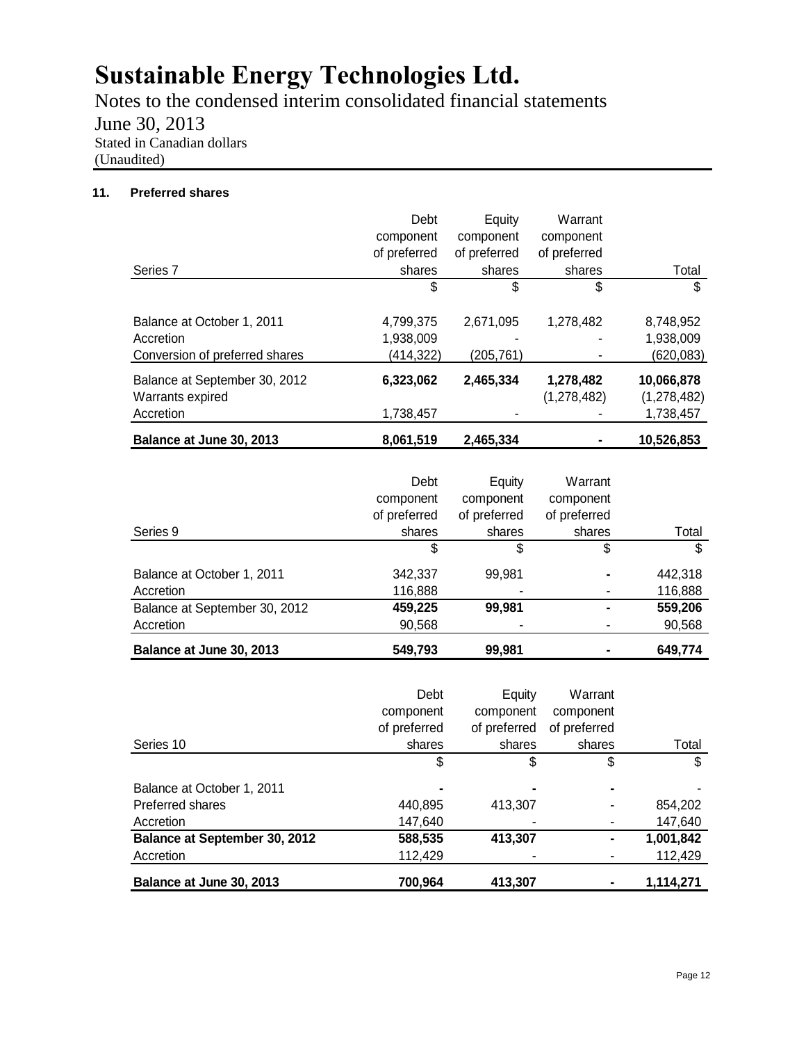# Sustainable Energy Technologies Ltd.

Notes to the condensed interim consolidated financial statements

June 30, 2013

Stated in Canadian dollars

(Unaudited)

### 11. Preferred shares

| Series 7 | Debt component of preferred shares | Equity component of preferred shares | Warrant component of preferred shares | Total |
|---|---|---|---|---|
| | $ | $ | $ | $ |
| Balance at October 1, 2011 | 4,799,375 | 2,671,095 | 1,278,482 | 8,748,952 |
| Accretion | 1,938,009 | - | - | 1,938,009 |
| Conversion of preferred shares | (414,322) | (205,761) | - | (620,083) |
| **Balance at September 30, 2012** | **6,323,062** | **2,465,334** | **1,278,482** | **10,066,878** |
| Warrants expired | | | (1,278,482) | (1,278,482) |
| Accretion | 1,738,457 | - | - | 1,738,457 |
| **Balance at June 30, 2013** | **8,061,519** | **2,465,334** | **-** | **10,526,853** |

| Series 9 | Debt component of preferred shares | Equity component of preferred shares | Warrant component of preferred shares | Total |
|---|---|---|---|---|
| | $ | $ | $ | $ |
| Balance at October 1, 2011 | 342,337 | 99,981 | - | 442,318 |
| Accretion | 116,888 | - | - | 116,888 |
| Balance at September 30, 2012 | **459,225** | **99,981** | **-** | **559,206** |
| Accretion | 90,568 | - | - | 90,568 |
| **Balance at June 30, 2013** | **549,793** | **99,981** | **-** | **649,774** |

| Series 10 | Debt component of preferred shares | Equity component of preferred shares | Warrant component of preferred shares | Total |
|---|---|---|---|---|
| | $ | $ | $ | $ |
| Balance at October 1, 2011 | - | - | - | - |
| Preferred shares | 440,895 | 413,307 | - | 854,202 |
| Accretion | 147,640 | - | - | 147,640 |
| **Balance at September 30, 2012** | **588,535** | **413,307** | **-** | **1,001,842** |
| Accretion | 112,429 | - | - | 112,429 |
| **Balance at June 30, 2013** | **700,964** | **413,307** | **-** | **1,114,271** |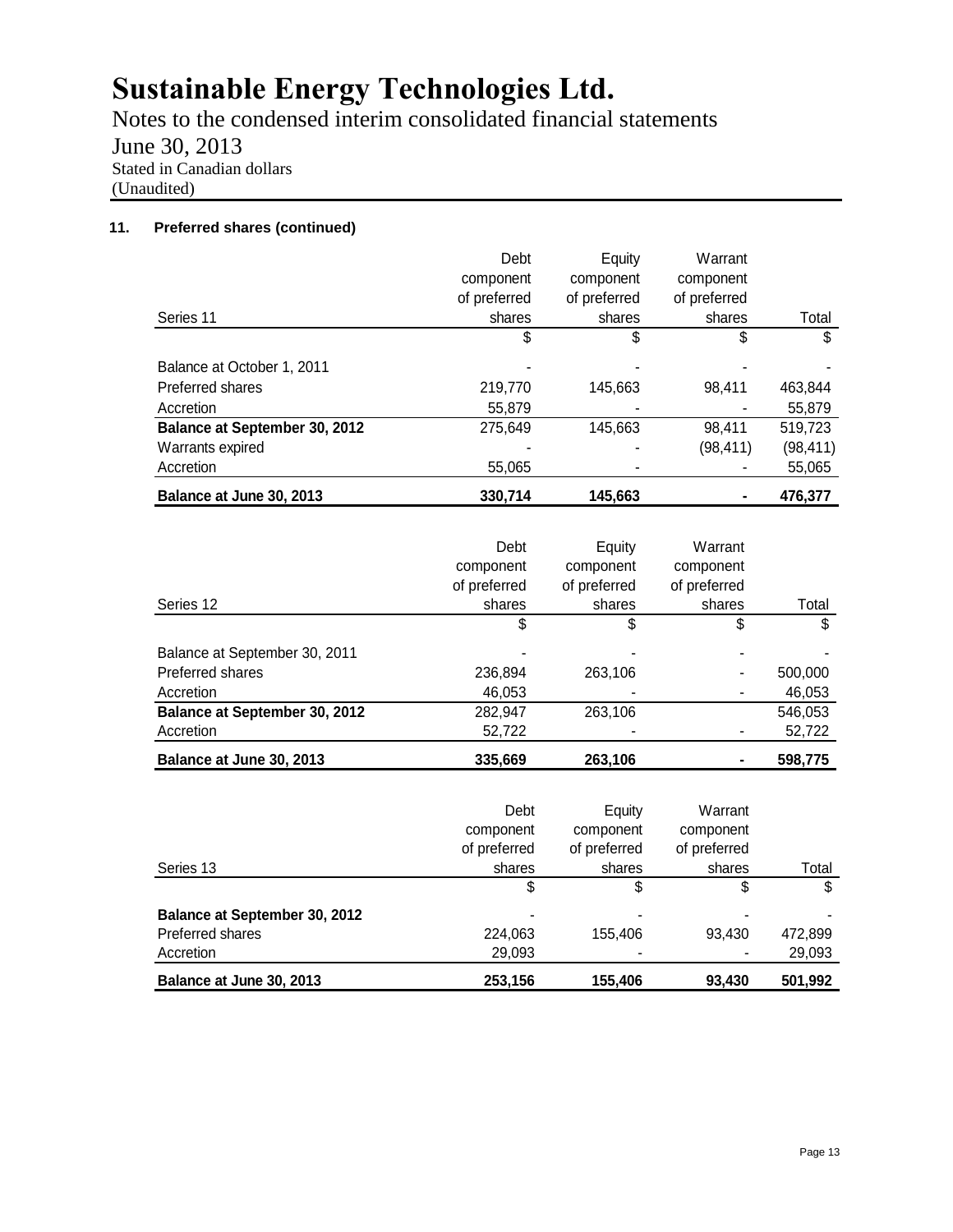# Sustainable Energy Technologies Ltd.

Notes to the condensed interim consolidated financial statements

June 30, 2013

Stated in Canadian dollars

(Unaudited)

## 11. Preferred shares (continued)

| Series 11 | Debt component of preferred shares | Equity component of preferred shares | Warrant component of preferred shares | Total |
|---|---|---|---|---|
| | $ | $ | $ | $ |
| Balance at October 1, 2011 | - | - | - | - |
| Preferred shares | 219,770 | 145,663 | 98,411 | 463,844 |
| Accretion | 55,879 | - | - | 55,879 |
| **Balance at September 30, 2012** | 275,649 | 145,663 | 98,411 | 519,723 |
| Warrants expired | - | - | (98,411) | (98,411) |
| Accretion | 55,065 | - | - | 55,065 |
| **Balance at June 30, 2013** | **330,714** | **145,663** | **-** | **476,377** |

| Series 12 | Debt component of preferred shares | Equity component of preferred shares | Warrant component of preferred shares | Total |
|---|---|---|---|---|
| | $ | $ | $ | $ |
| Balance at September 30, 2011 | - | - | - | - |
| Preferred shares | 236,894 | 263,106 | - | 500,000 |
| Accretion | 46,053 | - | - | 46,053 |
| **Balance at September 30, 2012** | 282,947 | 263,106 | | 546,053 |
| Accretion | 52,722 | - | - | 52,722 |
| **Balance at June 30, 2013** | **335,669** | **263,106** | **-** | **598,775** |

| Series 13 | Debt component of preferred shares | Equity component of preferred shares | Warrant component of preferred shares | Total |
|---|---|---|---|---|
| | $ | $ | $ | $ |
| **Balance at September 30, 2012** | - | - | - | - |
| Preferred shares | 224,063 | 155,406 | 93,430 | 472,899 |
| Accretion | 29,093 | - | - | 29,093 |
| **Balance at June 30, 2013** | **253,156** | **155,406** | **93,430** | **501,992** |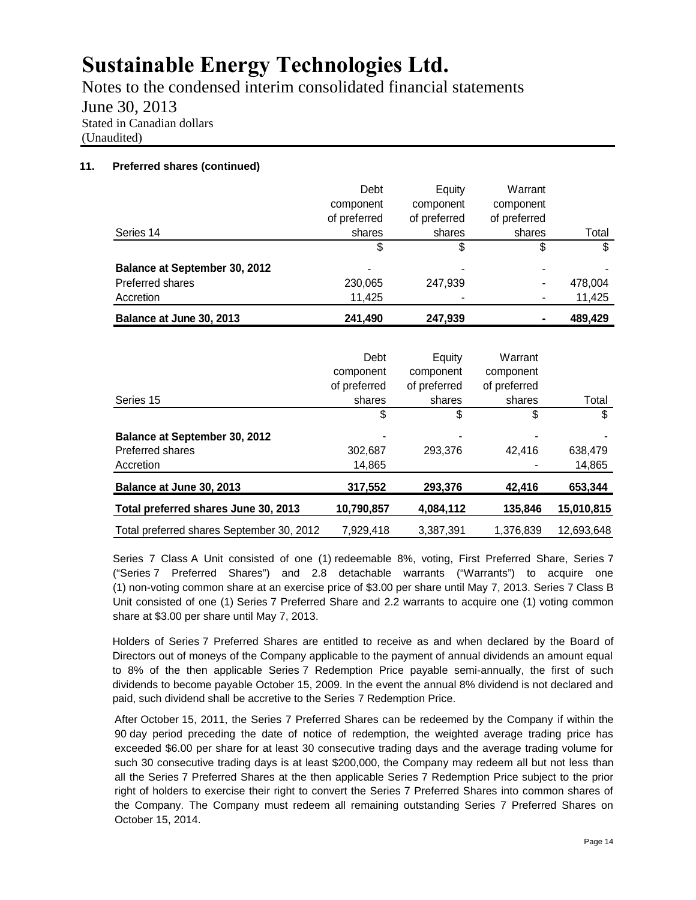### 11. Preferred shares (continued)

| Series 14 | Debt component of preferred shares | Equity component of preferred shares | Warrant component of preferred shares | Total |
|---|---|---|---|---|
| | $ | $ | $ | $ |
| **Balance at September 30, 2012** | - | - | - | - |
| Preferred shares | 230,065 | 247,939 | - | 478,004 |
| Accretion | 11,425 | - | - | 11,425 |
| **Balance at June 30, 2013** | **241,490** | **247,939** | **-** | **489,429** |

| Series 15 | Debt component of preferred shares | Equity component of preferred shares | Warrant component of preferred shares | Total |
|---|---|---|---|---|
| | $ | $ | $ | $ |
| **Balance at September 30, 2012** | - | - | - | - |
| Preferred shares | 302,687 | 293,376 | 42,416 | 638,479 |
| Accretion | 14,865 | | - | 14,865 |
| **Balance at June 30, 2013** | **317,552** | **293,376** | **42,416** | **653,344** |
| **Total preferred shares June 30, 2013** | **10,790,857** | **4,084,112** | **135,846** | **15,010,815** |
| Total preferred shares September 30, 2012 | 7,929,418 | 3,387,391 | 1,376,839 | 12,693,648 |

Series 7 Class A Unit consisted of one (1) redeemable 8%, voting, First Preferred Share, Series 7 ("Series 7 Preferred Shares") and 2.8 detachable warrants ("Warrants") to acquire one (1) non-voting common share at an exercise price of $3.00 per share until May 7, 2013. Series 7 Class B Unit consisted of one (1) Series 7 Preferred Share and 2.2 warrants to acquire one (1) voting common share at $3.00 per share until May 7, 2013.

Holders of Series 7 Preferred Shares are entitled to receive as and when declared by the Board of Directors out of moneys of the Company applicable to the payment of annual dividends an amount equal to 8% of the then applicable Series 7 Redemption Price payable semi-annually, the first of such dividends to become payable October 15, 2009. In the event the annual 8% dividend is not declared and paid, such dividend shall be accretive to the Series 7 Redemption Price.

After October 15, 2011, the Series 7 Preferred Shares can be redeemed by the Company if within the 90 day period preceding the date of notice of redemption, the weighted average trading price has exceeded $6.00 per share for at least 30 consecutive trading days and the average trading volume for such 30 consecutive trading days is at least $200,000, the Company may redeem all but not less than all the Series 7 Preferred Shares at the then applicable Series 7 Redemption Price subject to the prior right of holders to exercise their right to convert the Series 7 Preferred Shares into common shares of the Company. The Company must redeem all remaining outstanding Series 7 Preferred Shares on October 15, 2014.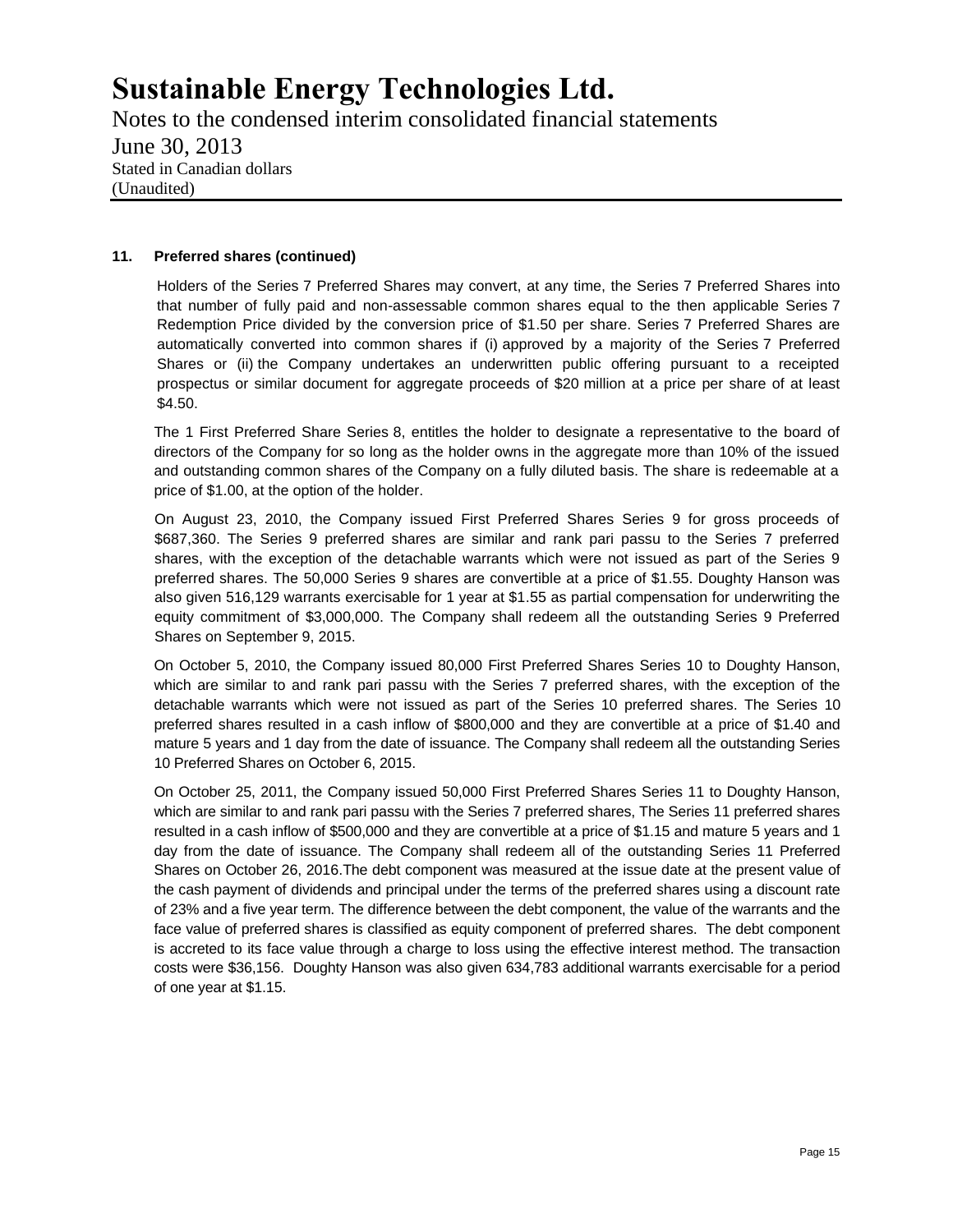**11. Preferred shares (continued)**

Holders of the Series 7 Preferred Shares may convert, at any time, the Series 7 Preferred Shares into that number of fully paid and non-assessable common shares equal to the then applicable Series 7 Redemption Price divided by the conversion price of $1.50 per share. Series 7 Preferred Shares are automatically converted into common shares if (i) approved by a majority of the Series 7 Preferred Shares or (ii) the Company undertakes an underwritten public offering pursuant to a receipted prospectus or similar document for aggregate proceeds of $20 million at a price per share of at least $4.50.

The 1 First Preferred Share Series 8, entitles the holder to designate a representative to the board of directors of the Company for so long as the holder owns in the aggregate more than 10% of the issued and outstanding common shares of the Company on a fully diluted basis. The share is redeemable at a price of $1.00, at the option of the holder.

On August 23, 2010, the Company issued First Preferred Shares Series 9 for gross proceeds of $687,360. The Series 9 preferred shares are similar and rank pari passu to the Series 7 preferred shares, with the exception of the detachable warrants which were not issued as part of the Series 9 preferred shares. The 50,000 Series 9 shares are convertible at a price of $1.55. Doughty Hanson was also given 516,129 warrants exercisable for 1 year at $1.55 as partial compensation for underwriting the equity commitment of $3,000,000. The Company shall redeem all the outstanding Series 9 Preferred Shares on September 9, 2015.

On October 5, 2010, the Company issued 80,000 First Preferred Shares Series 10 to Doughty Hanson, which are similar to and rank pari passu with the Series 7 preferred shares, with the exception of the detachable warrants which were not issued as part of the Series 10 preferred shares. The Series 10 preferred shares resulted in a cash inflow of $800,000 and they are convertible at a price of $1.40 and mature 5 years and 1 day from the date of issuance. The Company shall redeem all the outstanding Series 10 Preferred Shares on October 6, 2015.

On October 25, 2011, the Company issued 50,000 First Preferred Shares Series 11 to Doughty Hanson, which are similar to and rank pari passu with the Series 7 preferred shares, The Series 11 preferred shares resulted in a cash inflow of $500,000 and they are convertible at a price of $1.15 and mature 5 years and 1 day from the date of issuance. The Company shall redeem all of the outstanding Series 11 Preferred Shares on October 26, 2016.The debt component was measured at the issue date at the present value of the cash payment of dividends and principal under the terms of the preferred shares using a discount rate of 23% and a five year term. The difference between the debt component, the value of the warrants and the face value of preferred shares is classified as equity component of preferred shares. The debt component is accreted to its face value through a charge to loss using the effective interest method. The transaction costs were $36,156. Doughty Hanson was also given 634,783 additional warrants exercisable for a period of one year at $1.15.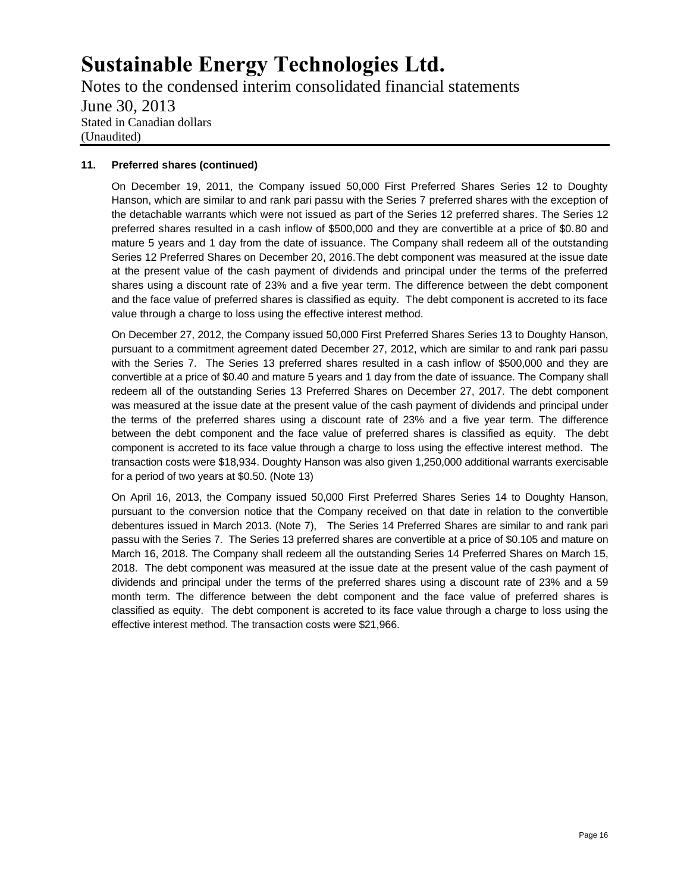### 11. Preferred shares (continued)

On December 19, 2011, the Company issued 50,000 First Preferred Shares Series 12 to Doughty Hanson, which are similar to and rank pari passu with the Series 7 preferred shares with the exception of the detachable warrants which were not issued as part of the Series 12 preferred shares. The Series 12 preferred shares resulted in a cash inflow of $500,000 and they are convertible at a price of $0.80 and mature 5 years and 1 day from the date of issuance. The Company shall redeem all of the outstanding Series 12 Preferred Shares on December 20, 2016.The debt component was measured at the issue date at the present value of the cash payment of dividends and principal under the terms of the preferred shares using a discount rate of 23% and a five year term. The difference between the debt component and the face value of preferred shares is classified as equity. The debt component is accreted to its face value through a charge to loss using the effective interest method.

On December 27, 2012, the Company issued 50,000 First Preferred Shares Series 13 to Doughty Hanson, pursuant to a commitment agreement dated December 27, 2012, which are similar to and rank pari passu with the Series 7. The Series 13 preferred shares resulted in a cash inflow of $500,000 and they are convertible at a price of $0.40 and mature 5 years and 1 day from the date of issuance. The Company shall redeem all of the outstanding Series 13 Preferred Shares on December 27, 2017. The debt component was measured at the issue date at the present value of the cash payment of dividends and principal under the terms of the preferred shares using a discount rate of 23% and a five year term. The difference between the debt component and the face value of preferred shares is classified as equity. The debt component is accreted to its face value through a charge to loss using the effective interest method. The transaction costs were $18,934. Doughty Hanson was also given 1,250,000 additional warrants exercisable for a period of two years at $0.50. (Note 13)

On April 16, 2013, the Company issued 50,000 First Preferred Shares Series 14 to Doughty Hanson, pursuant to the conversion notice that the Company received on that date in relation to the convertible debentures issued in March 2013. (Note 7), The Series 14 Preferred Shares are similar to and rank pari passu with the Series 7. The Series 13 preferred shares are convertible at a price of $0.105 and mature on March 16, 2018. The Company shall redeem all the outstanding Series 14 Preferred Shares on March 15, 2018. The debt component was measured at the issue date at the present value of the cash payment of dividends and principal under the terms of the preferred shares using a discount rate of 23% and a 59 month term. The difference between the debt component and the face value of preferred shares is classified as equity. The debt component is accreted to its face value through a charge to loss using the effective interest method. The transaction costs were $21,966.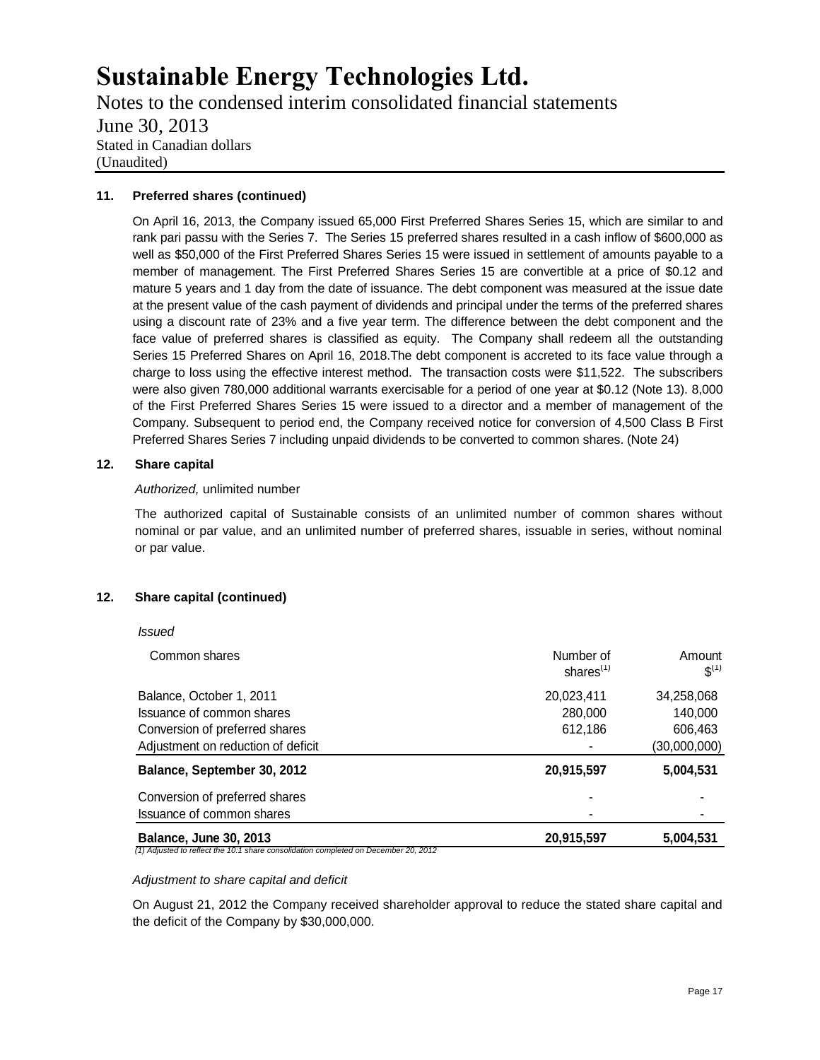## 11. Preferred shares (continued)

On April 16, 2013, the Company issued 65,000 First Preferred Shares Series 15, which are similar to and rank pari passu with the Series 7. The Series 15 preferred shares resulted in a cash inflow of $600,000 as well as $50,000 of the First Preferred Shares Series 15 were issued in settlement of amounts payable to a member of management. The First Preferred Shares Series 15 are convertible at a price of $0.12 and mature 5 years and 1 day from the date of issuance. The debt component was measured at the issue date at the present value of the cash payment of dividends and principal under the terms of the preferred shares using a discount rate of 23% and a five year term. The difference between the debt component and the face value of preferred shares is classified as equity. The Company shall redeem all the outstanding Series 15 Preferred Shares on April 16, 2018.The debt component is accreted to its face value through a charge to loss using the effective interest method. The transaction costs were $11,522. The subscribers were also given 780,000 additional warrants exercisable for a period of one year at $0.12 (Note 13). 8,000 of the First Preferred Shares Series 15 were issued to a director and a member of management of the Company. Subsequent to period end, the Company received notice for conversion of 4,500 Class B First Preferred Shares Series 7 including unpaid dividends to be converted to common shares. (Note 24)

## 12. Share capital

*Authorized,* unlimited number

The authorized capital of Sustainable consists of an unlimited number of common shares without nominal or par value, and an unlimited number of preferred shares, issuable in series, without nominal or par value.

## 12. Share capital (continued)

*Issued*

| Common shares | Number of shares[(1)] | Amount $[(1)] |
|---|---|---|
| Balance, October 1, 2011 | 20,023,411 | 34,258,068 |
| Issuance of common shares | 280,000 | 140,000 |
| Conversion of preferred shares | 612,186 | 606,463 |
| Adjustment on reduction of deficit | - | (30,000,000) |
| **Balance, September 30, 2012** | **20,915,597** | **5,004,531** |
| Conversion of preferred shares | - | - |
| Issuance of common shares | - | - |
| **Balance, June 30, 2013** | **20,915,597** | **5,004,531** |

*(1) Adjusted to reflect the 10:1 share consolidation completed on December 20, 2012*

*Adjustment to share capital and deficit*

On August 21, 2012 the Company received shareholder approval to reduce the stated share capital and the deficit of the Company by $30,000,000.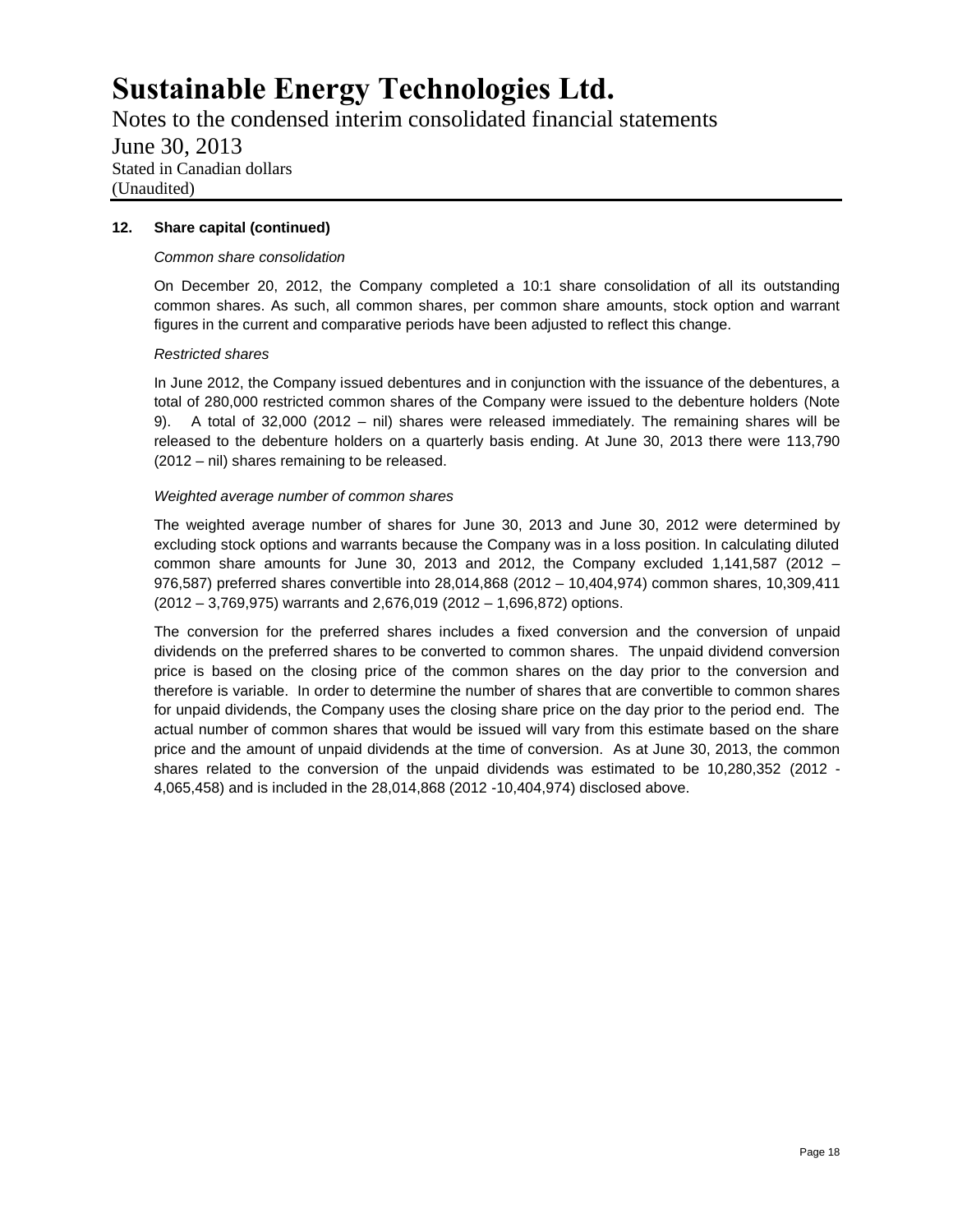### 12. Share capital (continued)

*Common share consolidation*

On December 20, 2012, the Company completed a 10:1 share consolidation of all its outstanding common shares. As such, all common shares, per common share amounts, stock option and warrant figures in the current and comparative periods have been adjusted to reflect this change.

*Restricted shares*

In June 2012, the Company issued debentures and in conjunction with the issuance of the debentures, a total of 280,000 restricted common shares of the Company were issued to the debenture holders (Note 9). A total of 32,000 (2012 – nil) shares were released immediately. The remaining shares will be released to the debenture holders on a quarterly basis ending. At June 30, 2013 there were 113,790 (2012 – nil) shares remaining to be released.

*Weighted average number of common shares*

The weighted average number of shares for June 30, 2013 and June 30, 2012 were determined by excluding stock options and warrants because the Company was in a loss position. In calculating diluted common share amounts for June 30, 2013 and 2012, the Company excluded 1,141,587 (2012 – 976,587) preferred shares convertible into 28,014,868 (2012 – 10,404,974) common shares, 10,309,411 (2012 – 3,769,975) warrants and 2,676,019 (2012 – 1,696,872) options.

The conversion for the preferred shares includes a fixed conversion and the conversion of unpaid dividends on the preferred shares to be converted to common shares. The unpaid dividend conversion price is based on the closing price of the common shares on the day prior to the conversion and therefore is variable. In order to determine the number of shares that are convertible to common shares for unpaid dividends, the Company uses the closing share price on the day prior to the period end. The actual number of common shares that would be issued will vary from this estimate based on the share price and the amount of unpaid dividends at the time of conversion. As at June 30, 2013, the common shares related to the conversion of the unpaid dividends was estimated to be 10,280,352 (2012 - 4,065,458) and is included in the 28,014,868 (2012 -10,404,974) disclosed above.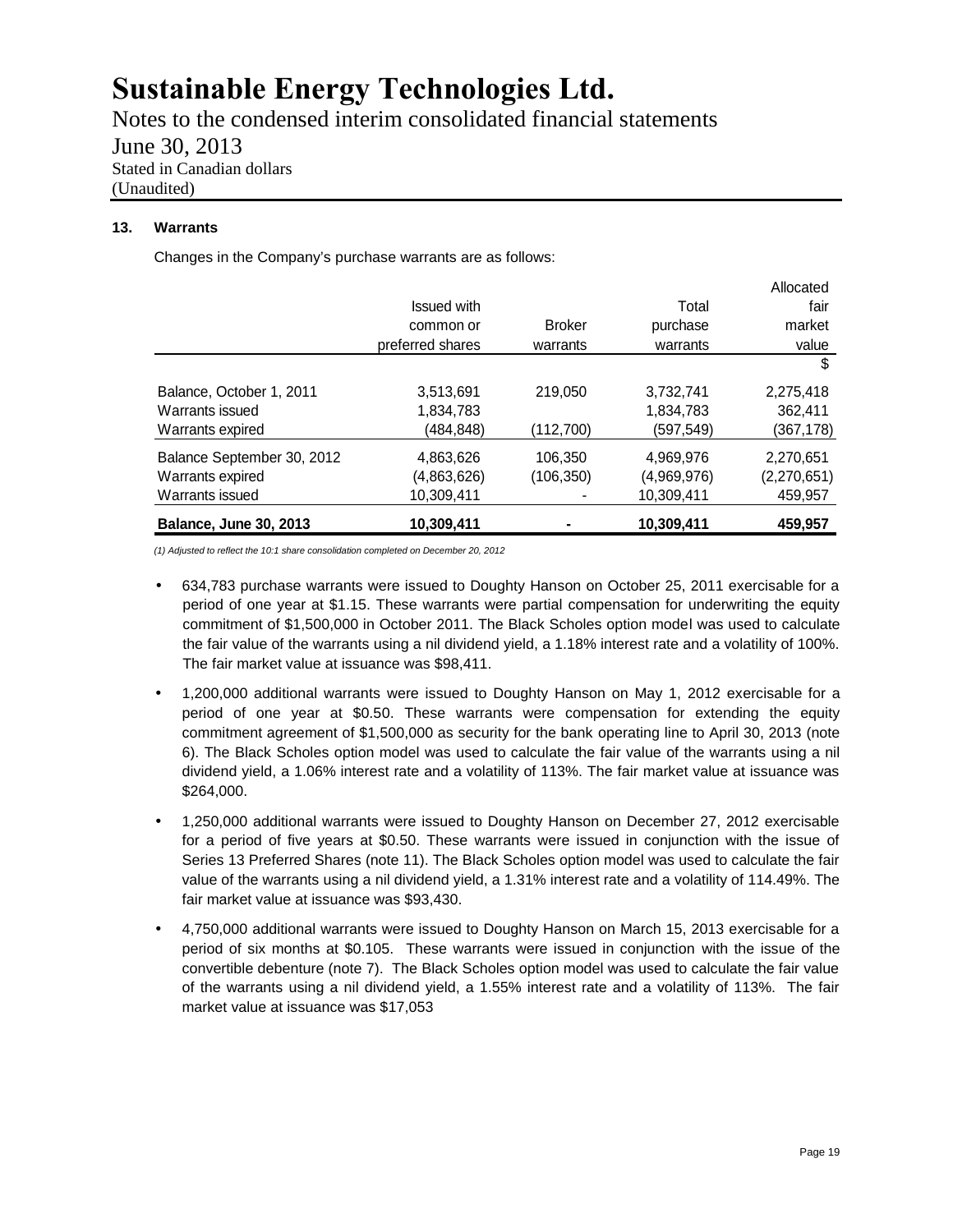**13. Warrants**

Changes in the Company's purchase warrants are as follows:

| | Issued with common or preferred shares | Broker warrants | Total purchase warrants | Allocated fair market value |
|---|---|---|---|---|
| | | | | $ |
| Balance, October 1, 2011 | 3,513,691 | 219,050 | 3,732,741 | 2,275,418 |
| Warrants issued | 1,834,783 | | 1,834,783 | 362,411 |
| Warrants expired | (484,848) | (112,700) | (597,549) | (367,178) |
| Balance September 30, 2012 | 4,863,626 | 106,350 | 4,969,976 | 2,270,651 |
| Warrants expired | (4,863,626) | (106,350) | (4,969,976) | (2,270,651) |
| Warrants issued | 10,309,411 | - | 10,309,411 | 459,957 |
| **Balance, June 30, 2013** | **10,309,411** | **-** | **10,309,411** | **459,957** |

*(1) Adjusted to reflect the 10:1 share consolidation completed on December 20, 2012*

- 634,783 purchase warrants were issued to Doughty Hanson on October 25, 2011 exercisable for a period of one year at $1.15. These warrants were partial compensation for underwriting the equity commitment of $1,500,000 in October 2011. The Black Scholes option model was used to calculate the fair value of the warrants using a nil dividend yield, a 1.18% interest rate and a volatility of 100%. The fair market value at issuance was $98,411.
- 1,200,000 additional warrants were issued to Doughty Hanson on May 1, 2012 exercisable for a period of one year at $0.50. These warrants were compensation for extending the equity commitment agreement of $1,500,000 as security for the bank operating line to April 30, 2013 (note 6). The Black Scholes option model was used to calculate the fair value of the warrants using a nil dividend yield, a 1.06% interest rate and a volatility of 113%. The fair market value at issuance was $264,000.
- 1,250,000 additional warrants were issued to Doughty Hanson on December 27, 2012 exercisable for a period of five years at $0.50. These warrants were issued in conjunction with the issue of Series 13 Preferred Shares (note 11). The Black Scholes option model was used to calculate the fair value of the warrants using a nil dividend yield, a 1.31% interest rate and a volatility of 114.49%. The fair market value at issuance was $93,430.
- 4,750,000 additional warrants were issued to Doughty Hanson on March 15, 2013 exercisable for a period of six months at $0.105. These warrants were issued in conjunction with the issue of the convertible debenture (note 7). The Black Scholes option model was used to calculate the fair value of the warrants using a nil dividend yield, a 1.55% interest rate and a volatility of 113%. The fair market value at issuance was $17,053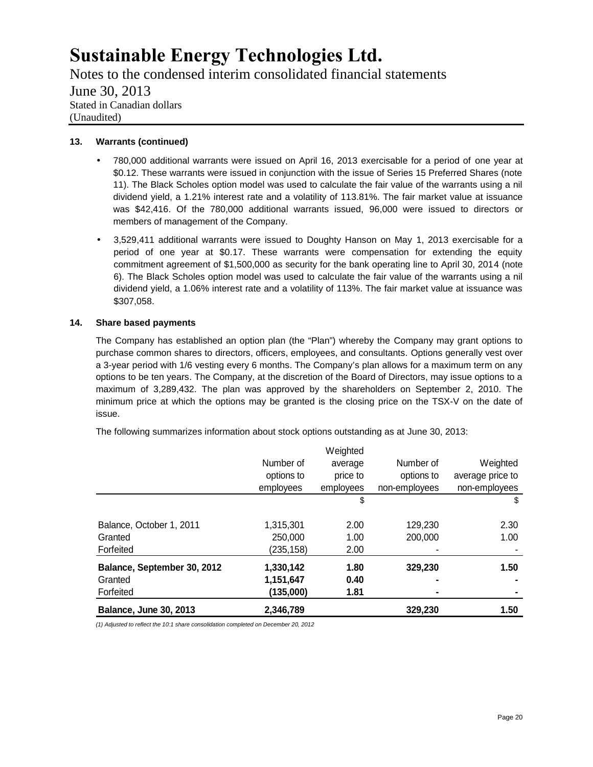# Sustainable Energy Technologies Ltd.

Notes to the condensed interim consolidated financial statements

June 30, 2013

Stated in Canadian dollars

(Unaudited)

**13. Warrants (continued)**

- 780,000 additional warrants were issued on April 16, 2013 exercisable for a period of one year at \$0.12. These warrants were issued in conjunction with the issue of Series 15 Preferred Shares (note 11). The Black Scholes option model was used to calculate the fair value of the warrants using a nil dividend yield, a 1.21% interest rate and a volatility of 113.81%. The fair market value at issuance was \$42,416. Of the 780,000 additional warrants issued, 96,000 were issued to directors or members of management of the Company.
- 3,529,411 additional warrants were issued to Doughty Hanson on May 1, 2013 exercisable for a period of one year at \$0.17. These warrants were compensation for extending the equity commitment agreement of \$1,500,000 as security for the bank operating line to April 30, 2014 (note 6). The Black Scholes option model was used to calculate the fair value of the warrants using a nil dividend yield, a 1.06% interest rate and a volatility of 113%. The fair market value at issuance was \$307,058.

**14. Share based payments**

The Company has established an option plan (the "Plan") whereby the Company may grant options to purchase common shares to directors, officers, employees, and consultants. Options generally vest over a 3-year period with 1/6 vesting every 6 months. The Company's plan allows for a maximum term on any options to be ten years. The Company, at the discretion of the Board of Directors, may issue options to a maximum of 3,289,432. The plan was approved by the shareholders on September 2, 2010. The minimum price at which the options may be granted is the closing price on the TSX-V on the date of issue.

The following summarizes information about stock options outstanding as at June 30, 2013:

| | Number of options to employees | Weighted average price to employees | Number of options to non-employees | Weighted average price to non-employees |
|---|---|---|---|---|
| | | \$ | | \$ |
| Balance, October 1, 2011 | 1,315,301 | 2.00 | 129,230 | 2.30 |
| Granted | 250,000 | 1.00 | 200,000 | 1.00 |
| Forfeited | (235,158) | 2.00 | - | - |
| **Balance, September 30, 2012** | **1,330,142** | **1.80** | **329,230** | **1.50** |
| Granted | 1,151,647 | 0.40 | - | - |
| Forfeited | (135,000) | 1.81 | - | - |
| **Balance, June 30, 2013** | **2,346,789** | | **329,230** | **1.50** |

*(1) Adjusted to reflect the 10:1 share consolidation completed on December 20, 2012*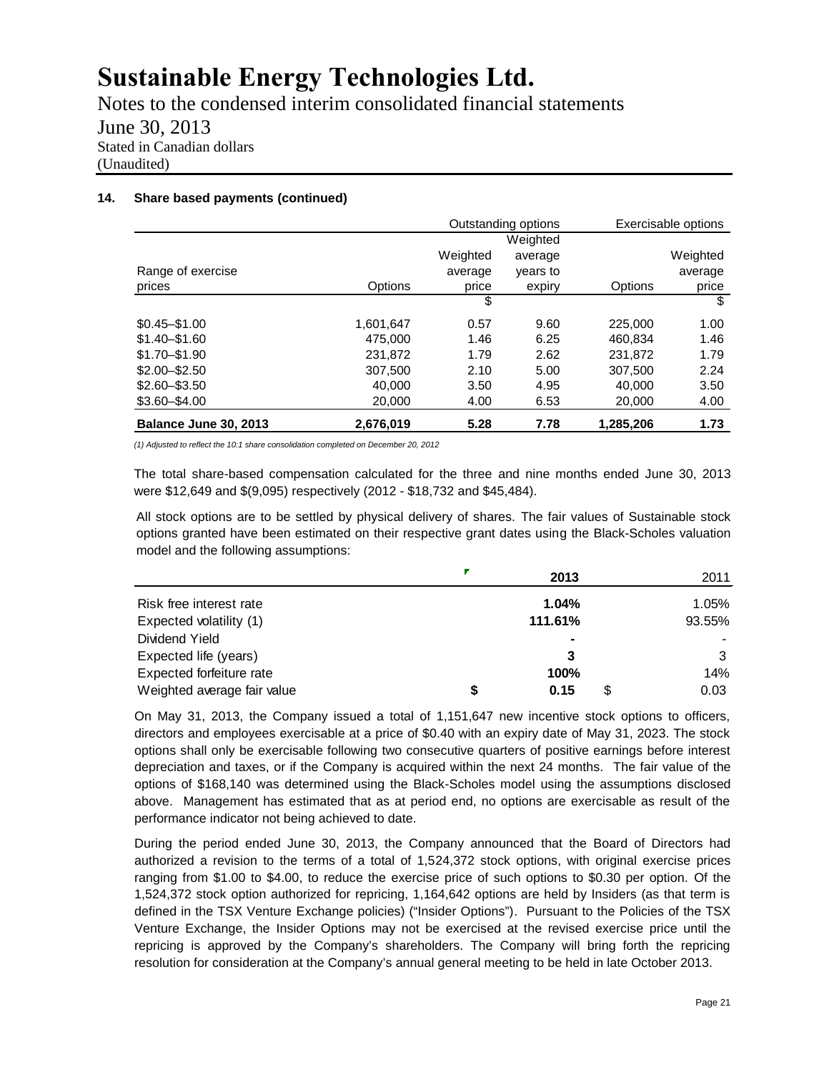### 14. Share based payments (continued)

| Range of exercise prices | Outstanding options | | | Exercisable options | |
|---|---|---|---|---|---|
| | Options | Weighted average price | Weighted average years to expiry | Options | Weighted average price |
| | | $ | | | $ |
| $0.45–$1.00 | 1,601,647 | 0.57 | 9.60 | 225,000 | 1.00 |
| $1.40–$1.60 | 475,000 | 1.46 | 6.25 | 460,834 | 1.46 |
| $1.70–$1.90 | 231,872 | 1.79 | 2.62 | 231,872 | 1.79 |
| $2.00–$2.50 | 307,500 | 2.10 | 5.00 | 307,500 | 2.24 |
| $2.60–$3.50 | 40,000 | 3.50 | 4.95 | 40,000 | 3.50 |
| $3.60–$4.00 | 20,000 | 4.00 | 6.53 | 20,000 | 4.00 |
| **Balance June 30, 2013** | **2,676,019** | **5.28** | **7.78** | **1,285,206** | **1.73** |

*(1) Adjusted to reflect the 10:1 share consolidation completed on December 20, 2012*

The total share-based compensation calculated for the three and nine months ended June 30, 2013 were $12,649 and $(9,095) respectively (2012 - $18,732 and $45,484).

All stock options are to be settled by physical delivery of shares. The fair values of Sustainable stock options granted have been estimated on their respective grant dates using the Black-Scholes valuation model and the following assumptions:

| | 2013 | 2011 |
|---|---|---|
| Risk free interest rate | **1.04%** | 1.05% |
| Expected volatility (1) | **111.61%** | 93.55% |
| Dividend Yield | **-** | - |
| Expected life (years) | **3** | 3 |
| Expected forfeiture rate | **100%** | 14% |
| Weighted average fair value | **$ 0.15** | $ 0.03 |

On May 31, 2013, the Company issued a total of 1,151,647 new incentive stock options to officers, directors and employees exercisable at a price of $0.40 with an expiry date of May 31, 2023. The stock options shall only be exercisable following two consecutive quarters of positive earnings before interest depreciation and taxes, or if the Company is acquired within the next 24 months. The fair value of the options of $168,140 was determined using the Black-Scholes model using the assumptions disclosed above. Management has estimated that as at period end, no options are exercisable as result of the performance indicator not being achieved to date.

During the period ended June 30, 2013, the Company announced that the Board of Directors had authorized a revision to the terms of a total of 1,524,372 stock options, with original exercise prices ranging from $1.00 to $4.00, to reduce the exercise price of such options to $0.30 per option. Of the 1,524,372 stock option authorized for repricing, 1,164,642 options are held by Insiders (as that term is defined in the TSX Venture Exchange policies) ("Insider Options"). Pursuant to the Policies of the TSX Venture Exchange, the Insider Options may not be exercised at the revised exercise price until the repricing is approved by the Company's shareholders. The Company will bring forth the repricing resolution for consideration at the Company's annual general meeting to be held in late October 2013.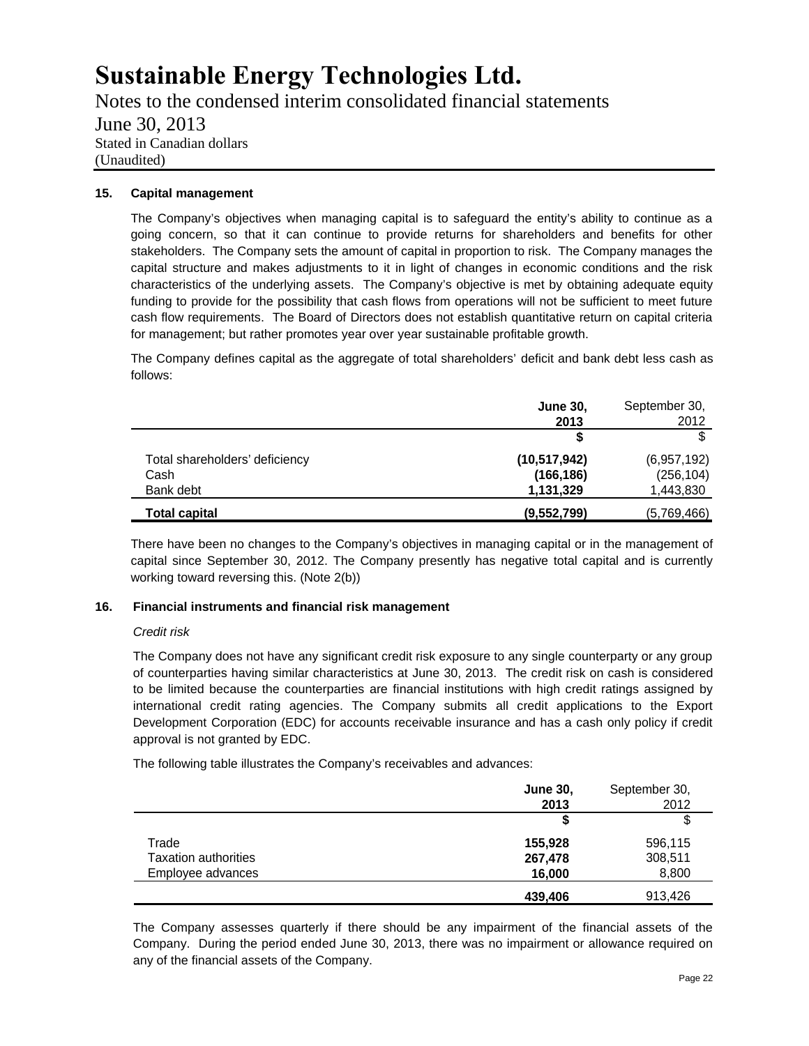# Sustainable Energy Technologies Ltd.

Notes to the condensed interim consolidated financial statements

June 30, 2013

Stated in Canadian dollars

(Unaudited)

**15. Capital management**

The Company's objectives when managing capital is to safeguard the entity's ability to continue as a going concern, so that it can continue to provide returns for shareholders and benefits for other stakeholders. The Company sets the amount of capital in proportion to risk. The Company manages the capital structure and makes adjustments to it in light of changes in economic conditions and the risk characteristics of the underlying assets. The Company's objective is met by obtaining adequate equity funding to provide for the possibility that cash flows from operations will not be sufficient to meet future cash flow requirements. The Board of Directors does not establish quantitative return on capital criteria for management; but rather promotes year over year sustainable profitable growth.

The Company defines capital as the aggregate of total shareholders' deficit and bank debt less cash as follows:

| | **June 30, 2013** | September 30, 2012 |
|---|---|---|
| | **$** | $ |
| Total shareholders' deficiency | **(10,517,942)** | (6,957,192) |
| Cash | **(166,186)** | (256,104) |
| Bank debt | **1,131,329** | 1,443,830 |
| **Total capital** | **(9,552,799)** | (5,769,466) |

There have been no changes to the Company's objectives in managing capital or in the management of capital since September 30, 2012. The Company presently has negative total capital and is currently working toward reversing this. (Note 2(b))

**16. Financial instruments and financial risk management**

*Credit risk*

The Company does not have any significant credit risk exposure to any single counterparty or any group of counterparties having similar characteristics at June 30, 2013. The credit risk on cash is considered to be limited because the counterparties are financial institutions with high credit ratings assigned by international credit rating agencies. The Company submits all credit applications to the Export Development Corporation (EDC) for accounts receivable insurance and has a cash only policy if credit approval is not granted by EDC.

The following table illustrates the Company's receivables and advances:

| | **June 30, 2013** | September 30, 2012 |
|---|---|---|
| | **$** | $ |
| Trade | **155,928** | 596,115 |
| Taxation authorities | **267,478** | 308,511 |
| Employee advances | **16,000** | 8,800 |
| | **439,406** | 913,426 |

The Company assesses quarterly if there should be any impairment of the financial assets of the Company. During the period ended June 30, 2013, there was no impairment or allowance required on any of the financial assets of the Company.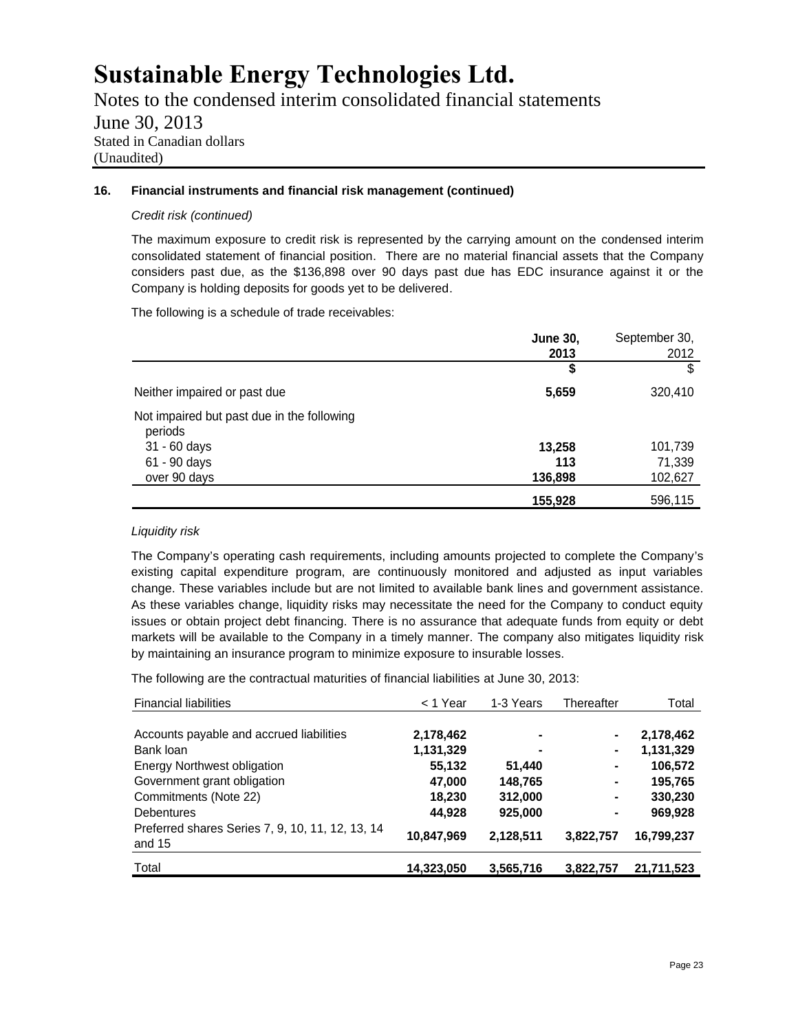# Sustainable Energy Technologies Ltd.

Notes to the condensed interim consolidated financial statements

June 30, 2013

Stated in Canadian dollars

(Unaudited)

## 16. Financial instruments and financial risk management (continued)

*Credit risk (continued)*

The maximum exposure to credit risk is represented by the carrying amount on the condensed interim consolidated statement of financial position. There are no material financial assets that the Company considers past due, as the \$136,898 over 90 days past due has EDC insurance against it or the Company is holding deposits for goods yet to be delivered.

The following is a schedule of trade receivables:

| | **June 30, 2013** | September 30, 2012 |
|---|---|---|
| | **\$** | \$ |
| Neither impaired or past due | **5,659** | 320,410 |
| Not impaired but past due in the following periods | | |
| 31 - 60 days | **13,258** | 101,739 |
| 61 - 90 days | **113** | 71,339 |
| over 90 days | **136,898** | 102,627 |
| | **155,928** | 596,115 |

*Liquidity risk*

The Company's operating cash requirements, including amounts projected to complete the Company's existing capital expenditure program, are continuously monitored and adjusted as input variables change. These variables include but are not limited to available bank lines and government assistance. As these variables change, liquidity risks may necessitate the need for the Company to conduct equity issues or obtain project debt financing. There is no assurance that adequate funds from equity or debt markets will be available to the Company in a timely manner. The company also mitigates liquidity risk by maintaining an insurance program to minimize exposure to insurable losses.

The following are the contractual maturities of financial liabilities at June 30, 2013:

| Financial liabilities | < 1 Year | 1-3 Years | Thereafter | Total |
|---|---|---|---|---|
| Accounts payable and accrued liabilities | **2,178,462** | **-** | **-** | **2,178,462** |
| Bank loan | **1,131,329** | **-** | **-** | **1,131,329** |
| Energy Northwest obligation | **55,132** | **51,440** | **-** | **106,572** |
| Government grant obligation | **47,000** | **148,765** | **-** | **195,765** |
| Commitments (Note 22) | **18,230** | **312,000** | **-** | **330,230** |
| Debentures | **44,928** | **925,000** | **-** | **969,928** |
| Preferred shares Series 7, 9, 10, 11, 12, 13, 14 and 15 | **10,847,969** | **2,128,511** | **3,822,757** | **16,799,237** |
| Total | **14,323,050** | **3,565,716** | **3,822,757** | **21,711,523** |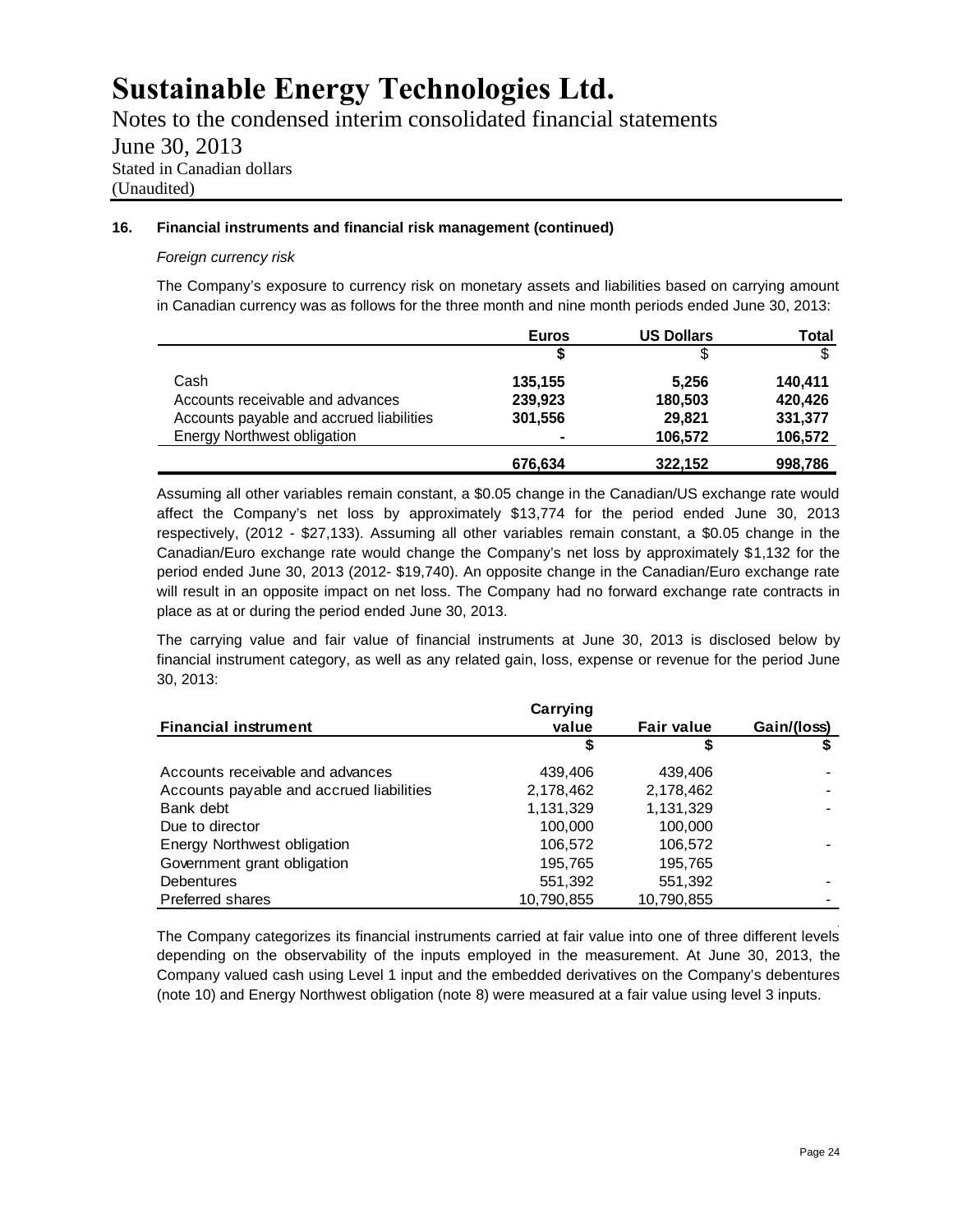# Sustainable Energy Technologies Ltd.

Notes to the condensed interim consolidated financial statements

June 30, 2013

Stated in Canadian dollars

(Unaudited)

### 16. Financial instruments and financial risk management (continued)

*Foreign currency risk*

The Company's exposure to currency risk on monetary assets and liabilities based on carrying amount in Canadian currency was as follows for the three month and nine month periods ended June 30, 2013:

| | Euros | US Dollars | Total |
|---|---|---|---|
| | **$** | $ | $ |
| Cash | **135,155** | **5,256** | **140,411** |
| Accounts receivable and advances | **239,923** | **180,503** | **420,426** |
| Accounts payable and accrued liabilities | **301,556** | **29,821** | **331,377** |
| Energy Northwest obligation | **-** | **106,572** | **106,572** |
| | **676,634** | **322,152** | **998,786** |

Assuming all other variables remain constant, a $0.05 change in the Canadian/US exchange rate would affect the Company's net loss by approximately $13,774 for the period ended June 30, 2013 respectively, (2012 - $27,133). Assuming all other variables remain constant, a $0.05 change in the Canadian/Euro exchange rate would change the Company's net loss by approximately $1,132 for the period ended June 30, 2013 (2012- $19,740). An opposite change in the Canadian/Euro exchange rate will result in an opposite impact on net loss. The Company had no forward exchange rate contracts in place as at or during the period ended June 30, 2013.

The carrying value and fair value of financial instruments at June 30, 2013 is disclosed below by financial instrument category, as well as any related gain, loss, expense or revenue for the period June 30, 2013:

| Financial instrument | Carrying value | Fair value | Gain/(loss) |
|---|---|---|---|
| | $ | $ | $ |
| Accounts receivable and advances | 439,406 | 439,406 | - |
| Accounts payable and accrued liabilities | 2,178,462 | 2,178,462 | - |
| Bank debt | 1,131,329 | 1,131,329 | - |
| Due to director | 100,000 | 100,000 | |
| Energy Northwest obligation | 106,572 | 106,572 | - |
| Government grant obligation | 195,765 | 195,765 | |
| Debentures | 551,392 | 551,392 | - |
| Preferred shares | 10,790,855 | 10,790,855 | - |

The Company categorizes its financial instruments carried at fair value into one of three different levels depending on the observability of the inputs employed in the measurement. At June 30, 2013, the Company valued cash using Level 1 input and the embedded derivatives on the Company's debentures (note 10) and Energy Northwest obligation (note 8) were measured at a fair value using level 3 inputs.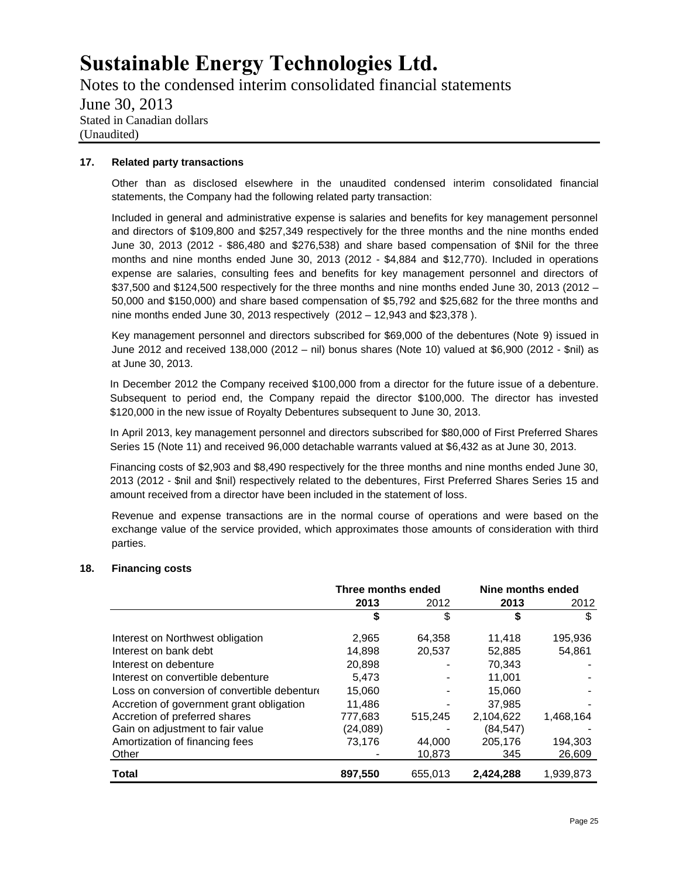# Sustainable Energy Technologies Ltd.

Notes to the condensed interim consolidated financial statements

June 30, 2013

Stated in Canadian dollars

(Unaudited)

### 17. Related party transactions

Other than as disclosed elsewhere in the unaudited condensed interim consolidated financial statements, the Company had the following related party transaction:

Included in general and administrative expense is salaries and benefits for key management personnel and directors of $109,800 and $257,349 respectively for the three months and the nine months ended June 30, 2013 (2012 - $86,480 and $276,538) and share based compensation of $Nil for the three months and nine months ended June 30, 2013 (2012 - $4,884 and $12,770). Included in operations expense are salaries, consulting fees and benefits for key management personnel and directors of $37,500 and $124,500 respectively for the three months and nine months ended June 30, 2013 (2012 – 50,000 and $150,000) and share based compensation of $5,792 and $25,682 for the three months and nine months ended June 30, 2013 respectively (2012 – 12,943 and $23,378 ).

Key management personnel and directors subscribed for $69,000 of the debentures (Note 9) issued in June 2012 and received 138,000 (2012 – nil) bonus shares (Note 10) valued at $6,900 (2012 - $nil) as at June 30, 2013.

In December 2012 the Company received $100,000 from a director for the future issue of a debenture. Subsequent to period end, the Company repaid the director $100,000. The director has invested $120,000 in the new issue of Royalty Debentures subsequent to June 30, 2013.

In April 2013, key management personnel and directors subscribed for $80,000 of First Preferred Shares Series 15 (Note 11) and received 96,000 detachable warrants valued at $6,432 as at June 30, 2013.

Financing costs of $2,903 and $8,490 respectively for the three months and nine months ended June 30, 2013 (2012 - $nil and $nil) respectively related to the debentures, First Preferred Shares Series 15 and amount received from a director have been included in the statement of loss.

Revenue and expense transactions are in the normal course of operations and were based on the exchange value of the service provided, which approximates those amounts of consideration with third parties.

### 18. Financing costs

| | Three months ended | | Nine months ended | |
|---|---|---|---|---|
| | **2013** | 2012 | **2013** | 2012 |
| | **$** | $ | **$** | $ |
| Interest on Northwest obligation | 2,965 | 64,358 | 11,418 | 195,936 |
| Interest on bank debt | 14,898 | 20,537 | 52,885 | 54,861 |
| Interest on debenture | 20,898 | - | 70,343 | - |
| Interest on convertible debenture | 5,473 | - | 11,001 | - |
| Loss on conversion of convertible debenture | 15,060 | - | 15,060 | - |
| Accretion of government grant obligation | 11,486 | - | 37,985 | - |
| Accretion of preferred shares | 777,683 | 515,245 | 2,104,622 | 1,468,164 |
| Gain on adjustment to fair value | (24,089) | - | (84,547) | - |
| Amortization of financing fees | 73,176 | 44,000 | 205,176 | 194,303 |
| Other | - | 10,873 | 345 | 26,609 |
| **Total** | **897,550** | 655,013 | **2,424,288** | 1,939,873 |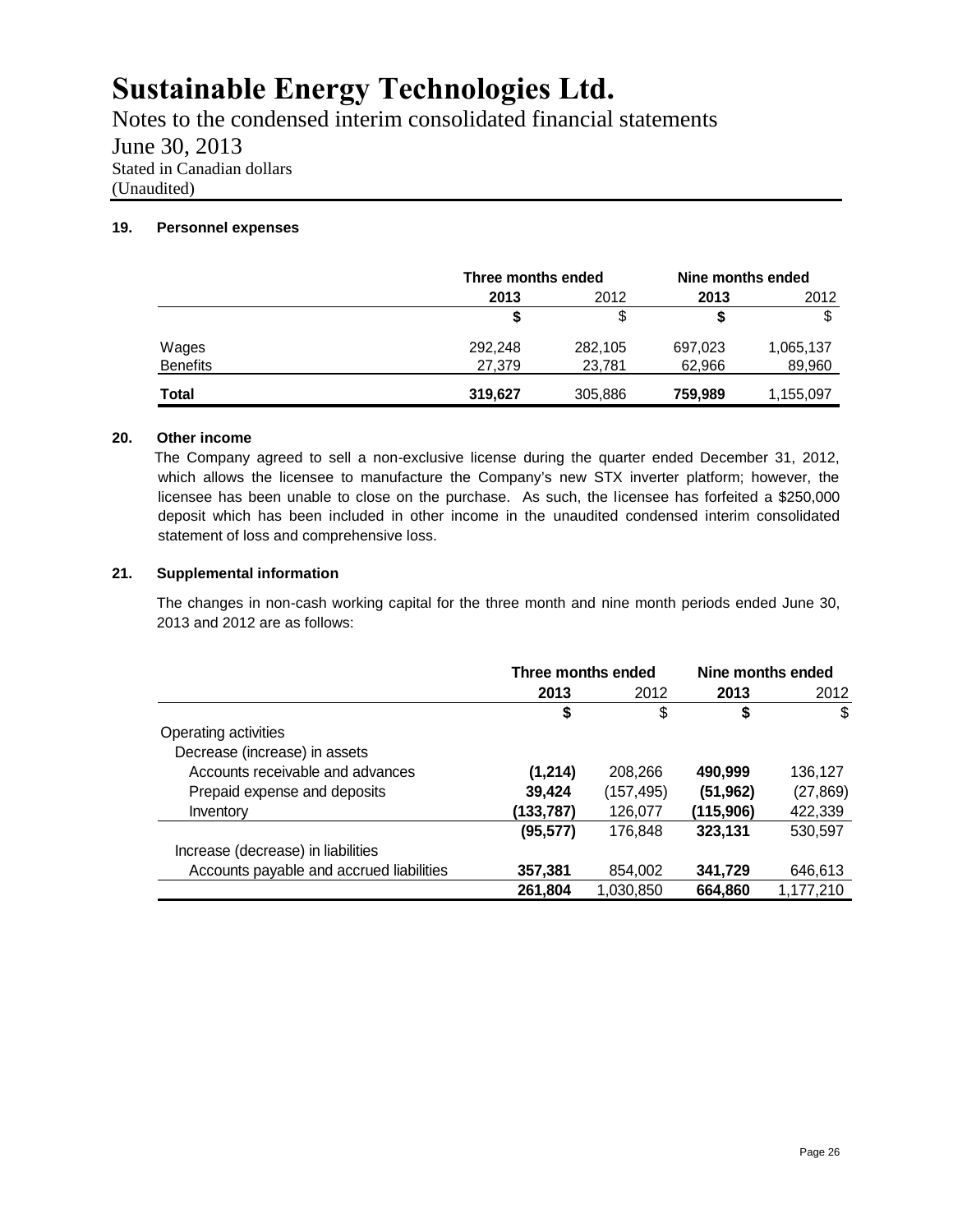# Sustainable Energy Technologies Ltd.

Notes to the condensed interim consolidated financial statements

June 30, 2013

Stated in Canadian dollars

(Unaudited)

### 19. Personnel expenses

| | Three months ended | | Nine months ended | |
|---|---|---|---|---|
| | **2013** | 2012 | **2013** | 2012 |
| | **$** | $ | **$** | $ |
| Wages | 292,248 | 282,105 | 697,023 | 1,065,137 |
| Benefits | 27,379 | 23,781 | 62,966 | 89,960 |
| **Total** | **319,627** | 305,886 | **759,989** | 1,155,097 |

### 20. Other income

The Company agreed to sell a non-exclusive license during the quarter ended December 31, 2012, which allows the licensee to manufacture the Company's new STX inverter platform; however, the licensee has been unable to close on the purchase. As such, the licensee has forfeited a $250,000 deposit which has been included in other income in the unaudited condensed interim consolidated statement of loss and comprehensive loss.

### 21. Supplemental information

The changes in non-cash working capital for the three month and nine month periods ended June 30, 2013 and 2012 are as follows:

| | Three months ended | | Nine months ended | |
|---|---|---|---|---|
| | **2013** | 2012 | **2013** | 2012 |
| | **$** | $ | **$** | $ |
| Operating activities | | | | |
| Decrease (increase) in assets | | | | |
| Accounts receivable and advances | **(1,214)** | 208,266 | **490,999** | 136,127 |
| Prepaid expense and deposits | **39,424** | (157,495) | **(51,962)** | (27,869) |
| Inventory | **(133,787)** | 126,077 | **(115,906)** | 422,339 |
| | **(95,577)** | 176,848 | **323,131** | 530,597 |
| Increase (decrease) in liabilities | | | | |
| Accounts payable and accrued liabilities | **357,381** | 854,002 | **341,729** | 646,613 |
| | **261,804** | 1,030,850 | **664,860** | 1,177,210 |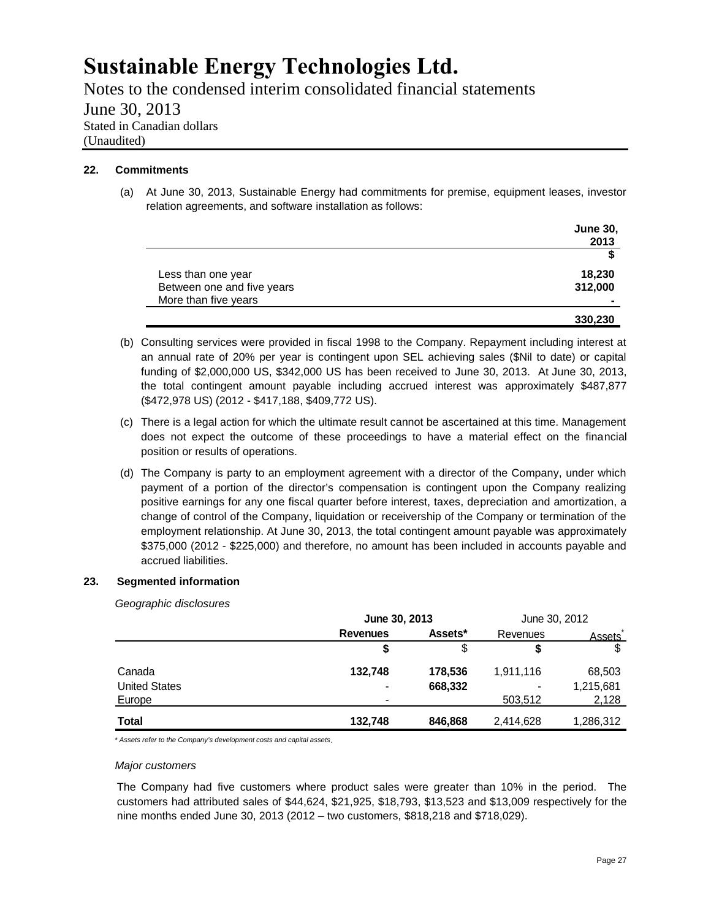# Sustainable Energy Technologies Ltd.

Notes to the condensed interim consolidated financial statements

June 30, 2013

Stated in Canadian dollars

(Unaudited)

### 22. Commitments

(a) At June 30, 2013, Sustainable Energy had commitments for premise, equipment leases, investor relation agreements, and software installation as follows:

| | June 30, 2013 |
|---|---|
| | $ |
| Less than one year | 18,230 |
| Between one and five years | 312,000 |
| More than five years | - |
| | 330,230 |

(b) Consulting services were provided in fiscal 1998 to the Company. Repayment including interest at an annual rate of 20% per year is contingent upon SEL achieving sales ($Nil to date) or capital funding of $2,000,000 US, $342,000 US has been received to June 30, 2013. At June 30, 2013, the total contingent amount payable including accrued interest was approximately $487,877 ($472,978 US) (2012 - $417,188, $409,772 US).

(c) There is a legal action for which the ultimate result cannot be ascertained at this time. Management does not expect the outcome of these proceedings to have a material effect on the financial position or results of operations.

(d) The Company is party to an employment agreement with a director of the Company, under which payment of a portion of the director's compensation is contingent upon the Company realizing positive earnings for any one fiscal quarter before interest, taxes, depreciation and amortization, a change of control of the Company, liquidation or receivership of the Company or termination of the employment relationship. At June 30, 2013, the total contingent amount payable was approximately $375,000 (2012 - $225,000) and therefore, no amount has been included in accounts payable and accrued liabilities.

### 23. Segmented information

*Geographic disclosures*

| | June 30, 2013 | | June 30, 2012 | |
|---|---|---|---|---|
| | Revenues | Assets* | Revenues | Assets* |
| | $ | $ | $ | $ |
| Canada | 132,748 | 178,536 | 1,911,116 | 68,503 |
| United States | - | 668,332 | - | 1,215,681 |
| Europe | - | | 503,512 | 2,128 |
| **Total** | 132,748 | 846,868 | 2,414,628 | 1,286,312 |

*\* Assets refer to the Company's development costs and capital assets.*

*Major customers*

The Company had five customers where product sales were greater than 10% in the period. The customers had attributed sales of $44,624, $21,925, $18,793, $13,523 and $13,009 respectively for the nine months ended June 30, 2013 (2012 – two customers, $818,218 and $718,029).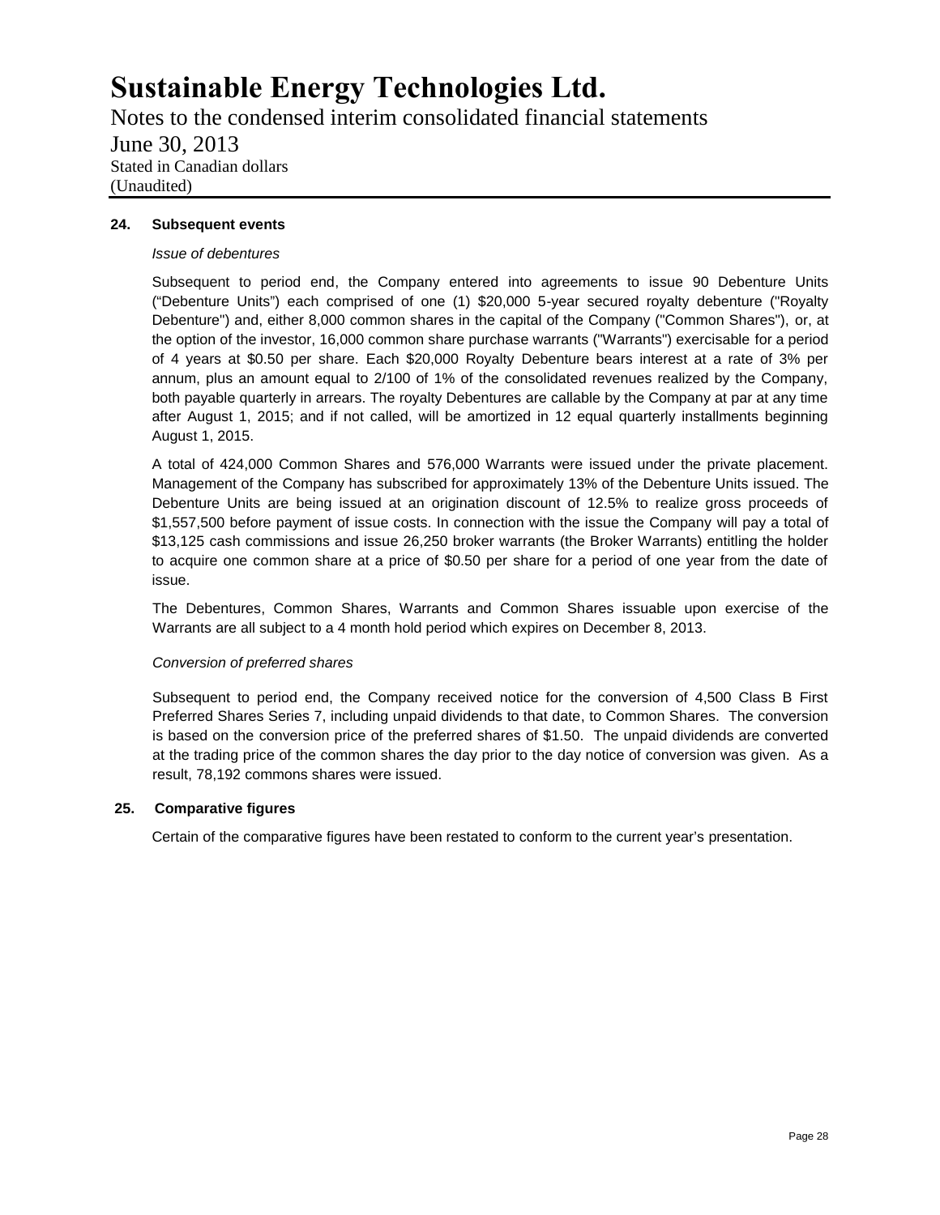## 24. Subsequent events

*Issue of debentures*

Subsequent to period end, the Company entered into agreements to issue 90 Debenture Units ("Debenture Units") each comprised of one (1) $20,000 5-year secured royalty debenture ("Royalty Debenture") and, either 8,000 common shares in the capital of the Company ("Common Shares"), or, at the option of the investor, 16,000 common share purchase warrants ("Warrants") exercisable for a period of 4 years at $0.50 per share. Each $20,000 Royalty Debenture bears interest at a rate of 3% per annum, plus an amount equal to 2/100 of 1% of the consolidated revenues realized by the Company, both payable quarterly in arrears. The royalty Debentures are callable by the Company at par at any time after August 1, 2015; and if not called, will be amortized in 12 equal quarterly installments beginning August 1, 2015.

A total of 424,000 Common Shares and 576,000 Warrants were issued under the private placement. Management of the Company has subscribed for approximately 13% of the Debenture Units issued. The Debenture Units are being issued at an origination discount of 12.5% to realize gross proceeds of $1,557,500 before payment of issue costs. In connection with the issue the Company will pay a total of $13,125 cash commissions and issue 26,250 broker warrants (the Broker Warrants) entitling the holder to acquire one common share at a price of $0.50 per share for a period of one year from the date of issue.

The Debentures, Common Shares, Warrants and Common Shares issuable upon exercise of the Warrants are all subject to a 4 month hold period which expires on December 8, 2013.

*Conversion of preferred shares*

Subsequent to period end, the Company received notice for the conversion of 4,500 Class B First Preferred Shares Series 7, including unpaid dividends to that date, to Common Shares. The conversion is based on the conversion price of the preferred shares of $1.50. The unpaid dividends are converted at the trading price of the common shares the day prior to the day notice of conversion was given. As a result, 78,192 commons shares were issued.

## 25. Comparative figures

Certain of the comparative figures have been restated to conform to the current year's presentation.